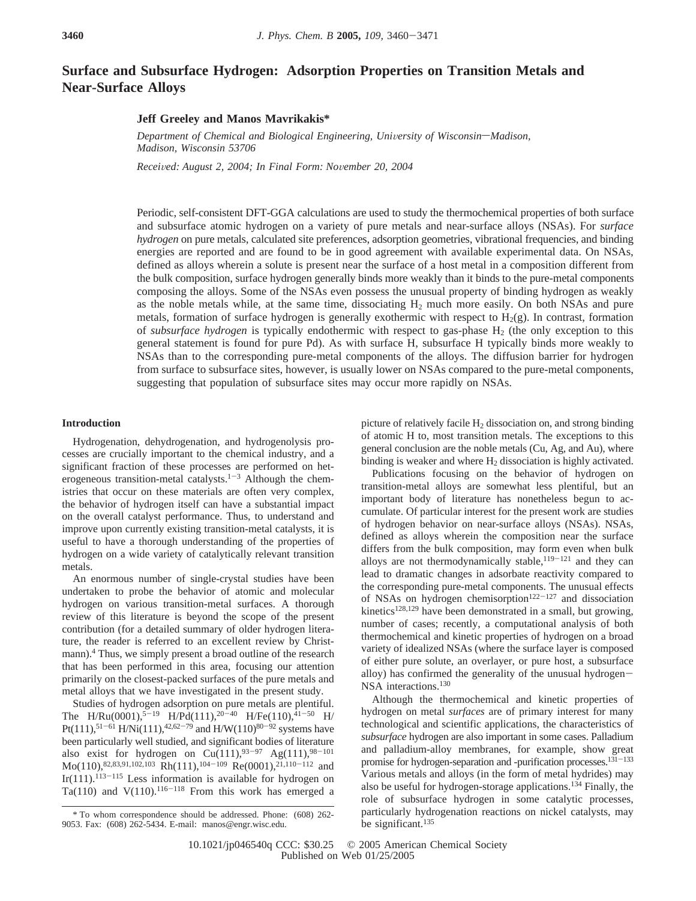# Surface and Subsurface Hydrogen: Adsorption Properties on Transition Metals and Near-Surface Alloys

**Jeff Greeley and Manos Mavrikakis***

*Department of Chemical and Biological Engineering, University of Wisconsin—Madison, Madison, Wisconsin 53706*

*Received: August 2, 2004; In Final Form: November 20, 2004*

Periodic, self-consistent DFT-GGA calculations are used to study the thermochemical properties of both surface and subsurface atomic hydrogen on a variety of pure metals and near-surface alloys (NSAs). For *surface hydrogen* on pure metals, calculated site preferences, adsorption geometries, vibrational frequencies, and binding energies are reported and are found to be in good agreement with available experimental data. On NSAs, defined as alloys wherein a solute is present near the surface of a host metal in a composition different from the bulk composition, surface hydrogen generally binds more weakly than it binds to the pure-metal components composing the alloys. Some of the NSAs even possess the unusual property of binding hydrogen as weakly as the noble metals while, at the same time, dissociating $H_2$ much more easily. On both NSAs and pure metals, formation of surface hydrogen is generally exothermic with respect to $H_2(g)$. In contrast, formation of *subsurface hydrogen* is typically endothermic with respect to gas-phase $H_2$ (the only exception to this general statement is found for pure Pd). As with surface H, subsurface H typically binds more weakly to NSAs than to the corresponding pure-metal components of the alloys. The diffusion barrier for hydrogen from surface to subsurface sites, however, is usually lower on NSAs compared to the pure-metal components, suggesting that population of subsurface sites may occur more rapidly on NSAs.

## Introduction

Hydrogenation, dehydrogenation, and hydrogenolysis processes are crucially important to the chemical industry, and a significant fraction of these processes are performed on heterogeneous transition-metal catalysts.[1-3] Although the chemistries that occur on these materials are often very complex, the behavior of hydrogen itself can have a substantial impact on the overall catalyst performance. Thus, to understand and improve upon currently existing transition-metal catalysts, it is useful to have a thorough understanding of the properties of hydrogen on a wide variety of catalytically relevant transition metals.

An enormous number of single-crystal studies have been undertaken to probe the behavior of atomic and molecular hydrogen on various transition-metal surfaces. A thorough review of this literature is beyond the scope of the present contribution (for a detailed summary of older hydrogen literature, the reader is referred to an excellent review by Christmann).[4] Thus, we simply present a broad outline of the research that has been performed in this area, focusing our attention primarily on the closest-packed surfaces of the pure metals and metal alloys that we have investigated in the present study.

Studies of hydrogen adsorption on pure metals are plentiful. The H/Ru(0001),[5-19] H/Pd(111),[20-40] H/Fe(110),[41-50] H/Pt(111),[51-61] H/Ni(111),[42,62-79] and H/W(110)[80-92] systems have been particularly well studied, and significant bodies of literature also exist for hydrogen on Cu(111),[93-97] Ag(111),[98-101] Mo(110),[82,83,91,102,103] Rh(111),[104-109] Re(0001),[21,110-112] and Ir(111).[113-115] Less information is available for hydrogen on Ta(110) and V(110).[116-118] From this work has emerged a picture of relatively facile $H_2$ dissociation on, and strong binding of atomic H to, most transition metals. The exceptions to this general conclusion are the noble metals (Cu, Ag, and Au), where binding is weaker and where $H_2$ dissociation is highly activated.

Publications focusing on the behavior of hydrogen on transition-metal alloys are somewhat less plentiful, but an important body of literature has nonetheless begun to accumulate. Of particular interest for the present work are studies of hydrogen behavior on near-surface alloys (NSAs). NSAs, defined as alloys wherein the composition near the surface differs from the bulk composition, may form even when bulk alloys are not thermodynamically stable,[119-121] and they can lead to dramatic changes in adsorbate reactivity compared to the corresponding pure-metal components. The unusual effects of NSAs on hydrogen chemisorption[122-127] and dissociation kinetics[128,129] have been demonstrated in a small, but growing, number of cases; recently, a computational analysis of both thermochemical and kinetic properties of hydrogen on a broad variety of idealized NSAs (where the surface layer is composed of either pure solute, an overlayer, or pure host, a subsurface alloy) has confirmed the generality of the unusual hydrogen–NSA interactions.[130]

Although the thermochemical and kinetic properties of hydrogen on metal *surfaces* are of primary interest for many technological and scientific applications, the characteristics of *subsurface* hydrogen are also important in some cases. Palladium and palladium-alloy membranes, for example, show great promise for hydrogen-separation and -purification processes.[131-133] Various metals and alloys (in the form of metal hydrides) may also be useful for hydrogen-storage applications.[134] Finally, the role of subsurface hydrogen in some catalytic processes, particularly hydrogenation reactions on nickel catalysts, may be significant.[135]

\* To whom correspondence should be addressed. Phone: (608) 262-9053. Fax: (608) 262-5434. E-mail: manos@engr.wisc.edu.

10.1021/jp046540q CCC: $30.25 © 2005 American Chemical Society
Published on Web 01/25/2005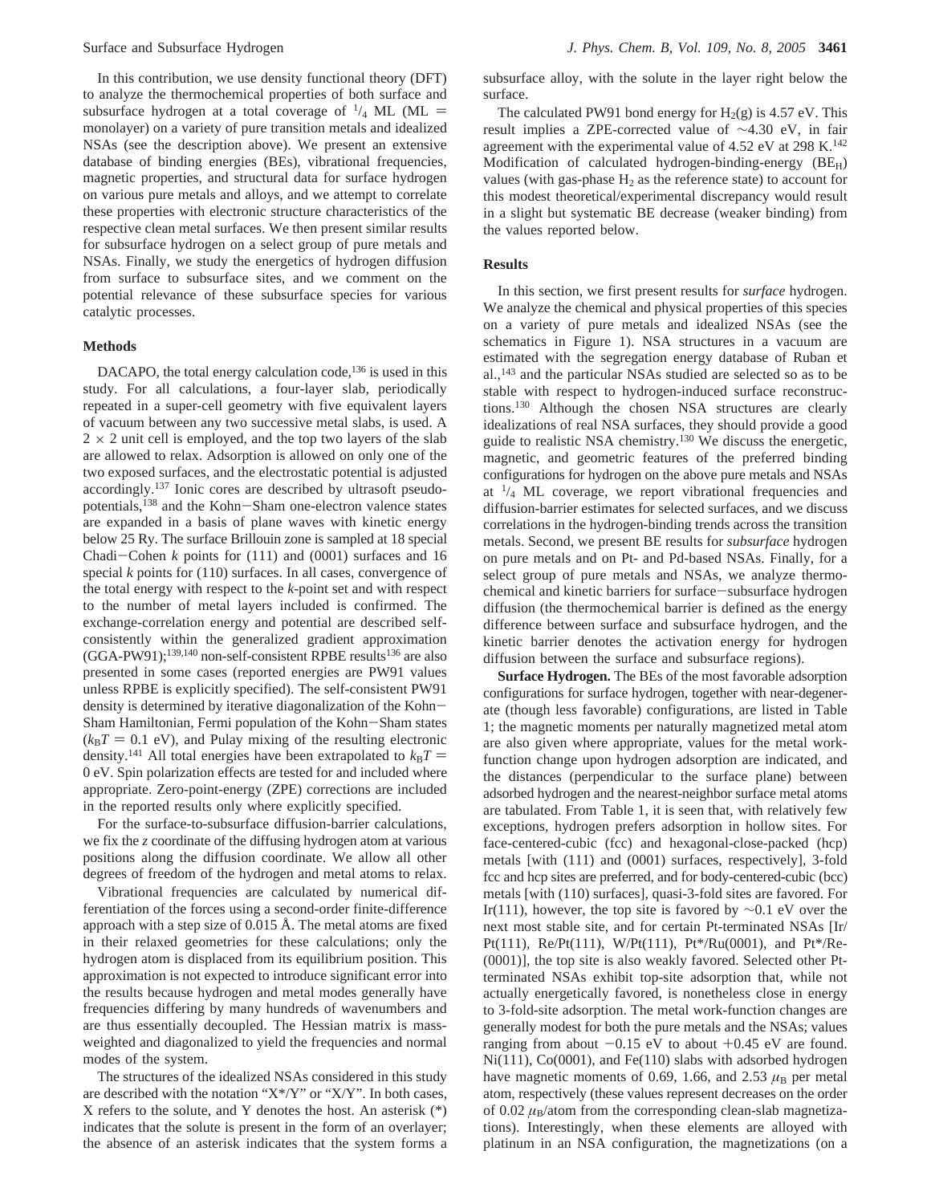In this contribution, we use density functional theory (DFT) to analyze the thermochemical properties of both surface and subsurface hydrogen at a total coverage of $^{1}/_{4}$ ML (ML = monolayer) on a variety of pure transition metals and idealized NSAs (see the description above). We present an extensive database of binding energies (BEs), vibrational frequencies, magnetic properties, and structural data for surface hydrogen on various pure metals and alloys, and we attempt to correlate these properties with electronic structure characteristics of the respective clean metal surfaces. We then present similar results for subsurface hydrogen on a select group of pure metals and NSAs. Finally, we study the energetics of hydrogen diffusion from surface to subsurface sites, and we comment on the potential relevance of these subsurface species for various catalytic processes.

## Methods

DACAPO, the total energy calculation code,[136] is used in this study. For all calculations, a four-layer slab, periodically repeated in a super-cell geometry with five equivalent layers of vacuum between any two successive metal slabs, is used. A $2 \times 2$ unit cell is employed, and the top two layers of the slab are allowed to relax. Adsorption is allowed on only one of the two exposed surfaces, and the electrostatic potential is adjusted accordingly.[137] Ionic cores are described by ultrasoft pseudopotentials,[138] and the Kohn–Sham one-electron valence states are expanded in a basis of plane waves with kinetic energy below 25 Ry. The surface Brillouin zone is sampled at 18 special Chadi–Cohen $k$ points for (111) and (0001) surfaces and 16 special $k$ points for (110) surfaces. In all cases, convergence of the total energy with respect to the $k$-point set and with respect to the number of metal layers included is confirmed. The exchange-correlation energy and potential are described self-consistently within the generalized gradient approximation (GGA-PW91);[139,140] non-self-consistent RPBE results[136] are also presented in some cases (reported energies are PW91 values unless RPBE is explicitly specified). The self-consistent PW91 density is determined by iterative diagonalization of the Kohn–Sham Hamiltonian, Fermi population of the Kohn–Sham states ($k_BT = 0.1$ eV), and Pulay mixing of the resulting electronic density.[141] All total energies have been extrapolated to $k_BT = 0$ eV. Spin polarization effects are tested for and included where appropriate. Zero-point-energy (ZPE) corrections are included in the reported results only where explicitly specified.

For the surface-to-subsurface diffusion-barrier calculations, we fix the $z$ coordinate of the diffusing hydrogen atom at various positions along the diffusion coordinate. We allow all other degrees of freedom of the hydrogen and metal atoms to relax.

Vibrational frequencies are calculated by numerical differentiation of the forces using a second-order finite-difference approach with a step size of 0.015 Å. The metal atoms are fixed in their relaxed geometries for these calculations; only the hydrogen atom is displaced from its equilibrium position. This approximation is not expected to introduce significant error into the results because hydrogen and metal modes generally have frequencies differing by many hundreds of wavenumbers and are thus essentially decoupled. The Hessian matrix is mass-weighted and diagonalized to yield the frequencies and normal modes of the system.

The structures of the idealized NSAs considered in this study are described with the notation "X*/Y" or "X/Y". In both cases, X refers to the solute, and Y denotes the host. An asterisk (*) indicates that the solute is present in the form of an overlayer; the absence of an asterisk indicates that the system forms a subsurface alloy, with the solute in the layer right below the surface.

The calculated PW91 bond energy for $H_2$(g) is 4.57 eV. This result implies a ZPE-corrected value of ~4.30 eV, in fair agreement with the experimental value of 4.52 eV at 298 K.[142] Modification of calculated hydrogen-binding-energy ($BE_H$) values (with gas-phase $H_2$ as the reference state) to account for this modest theoretical/experimental discrepancy would result in a slight but systematic BE decrease (weaker binding) from the values reported below.

## Results

In this section, we first present results for *surface* hydrogen. We analyze the chemical and physical properties of this species on a variety of pure metals and idealized NSAs (see the schematics in Figure 1). NSA structures in a vacuum are estimated with the segregation energy database of Ruban et al.,[143] and the particular NSAs studied are selected so as to be stable with respect to hydrogen-induced surface reconstructions.[130] Although the chosen NSA structures are clearly idealizations of real NSA surfaces, they should provide a good guide to realistic NSA chemistry.[130] We discuss the energetic, magnetic, and geometric features of the preferred binding configurations for hydrogen on the above pure metals and NSAs at $^{1}/_{4}$ ML coverage, we report vibrational frequencies and diffusion-barrier estimates for selected surfaces, and we discuss correlations in the hydrogen-binding trends across the transition metals. Second, we present BE results for *subsurface* hydrogen on pure metals and on Pt- and Pd-based NSAs. Finally, for a select group of pure metals and NSAs, we analyze thermochemical and kinetic barriers for surface–subsurface hydrogen diffusion (the thermochemical barrier is defined as the energy difference between surface and subsurface hydrogen, and the kinetic barrier denotes the activation energy for hydrogen diffusion between the surface and subsurface regions).

**Surface Hydrogen.** The BEs of the most favorable adsorption configurations for surface hydrogen, together with near-degenerate (though less favorable) configurations, are listed in Table 1; the magnetic moments per naturally magnetized metal atom are also given where appropriate, values for the metal work-function change upon hydrogen adsorption are indicated, and the distances (perpendicular to the surface plane) between adsorbed hydrogen and the nearest-neighbor surface metal atoms are tabulated. From Table 1, it is seen that, with relatively few exceptions, hydrogen prefers adsorption in hollow sites. For face-centered-cubic (fcc) and hexagonal-close-packed (hcp) metals [with (111) and (0001) surfaces, respectively], 3-fold fcc and hcp sites are preferred, and for body-centered-cubic (bcc) metals [with (110) surfaces], quasi-3-fold sites are favored. For Ir(111), however, the top site is favored by ~0.1 eV over the next most stable site, and for certain Pt-terminated NSAs [Ir/Pt(111), Re/Pt(111), W/Pt(111), Pt*/Ru(0001), and Pt*/Re(0001)], the top site is also weakly favored. Selected other Pt-terminated NSAs exhibit top-site adsorption that, while not actually energetically favored, is nonetheless close in energy to 3-fold-site adsorption. The metal work-function changes are generally modest for both the pure metals and the NSAs; values ranging from about −0.15 eV to about +0.45 eV are found. Ni(111), Co(0001), and Fe(110) slabs with adsorbed hydrogen have magnetic moments of 0.69, 1.66, and 2.53 $\mu_B$ per metal atom, respectively (these values represent decreases on the order of 0.02 $\mu_B$/atom from the corresponding clean-slab magnetizations). Interestingly, when these elements are alloyed with platinum in an NSA configuration, the magnetizations (on a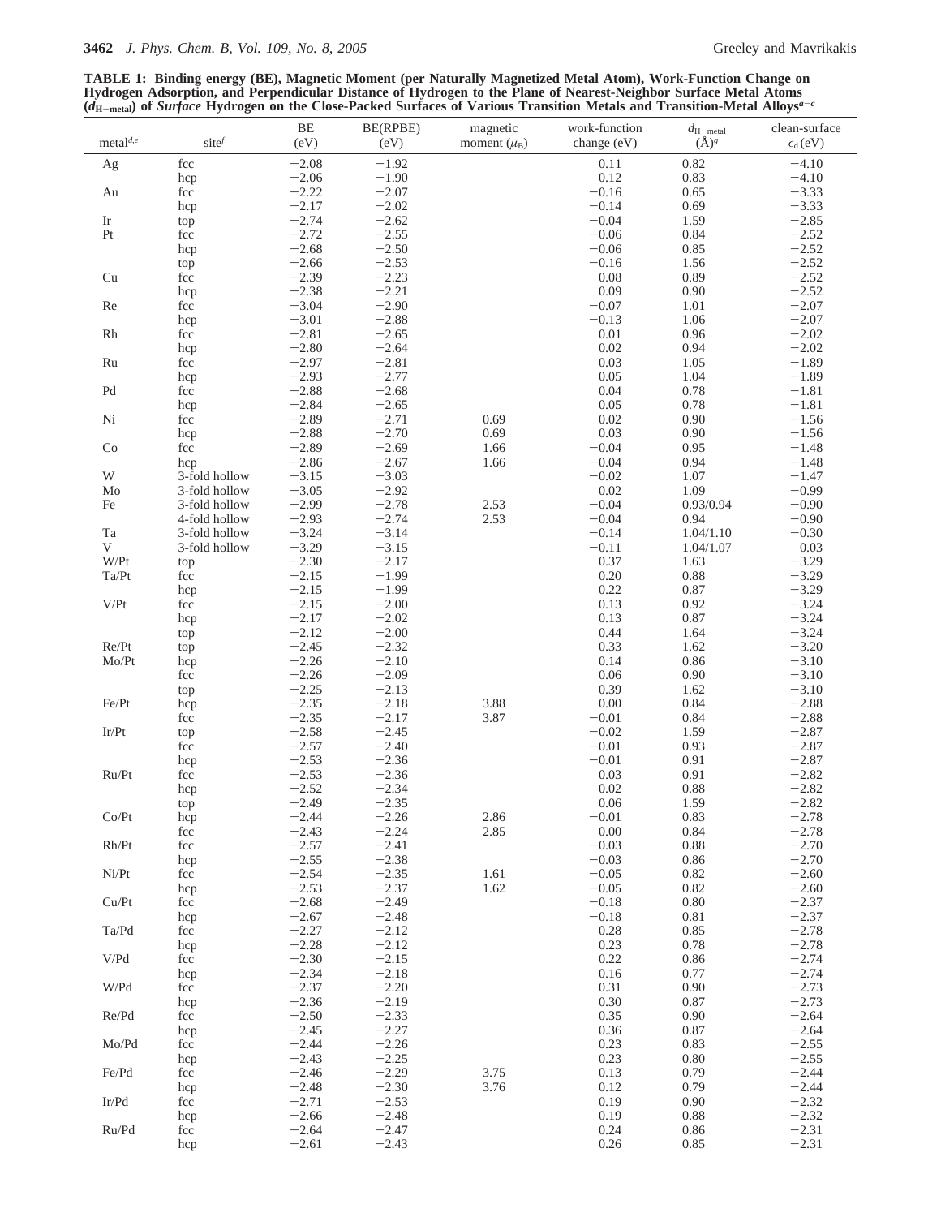**TABLE 1: Binding energy (BE), Magnetic Moment (per Naturally Magnetized Metal Atom), Work-Function Change on Hydrogen Adsorption, and Perpendicular Distance of Hydrogen to the Plane of Nearest-Neighbor Surface Metal Atoms ($d_{H-metal}$) of *Surface* Hydrogen on the Close-Packed Surfaces of Various Transition Metals and Transition-Metal Alloys[a–c]**

| metal[d,e] | site[f] | BE (eV) | BE(RPBE) (eV) | magnetic moment ($\mu_B$) | work-function change (eV) | $d_{H-metal}$ (Å)[g] | clean-surface $\epsilon_d$ (eV) |
|---|---|---|---|---|---|---|---|
| Ag | fcc | −2.08 | −1.92 | | 0.11 | 0.82 | −4.10 |
| | hcp | −2.06 | −1.90 | | 0.12 | 0.83 | −4.10 |
| Au | fcc | −2.22 | −2.07 | | −0.16 | 0.65 | −3.33 |
| | hcp | −2.17 | −2.02 | | −0.14 | 0.69 | −3.33 |
| Ir | top | −2.74 | −2.62 | | −0.04 | 1.59 | −2.85 |
| Pt | fcc | −2.72 | −2.55 | | −0.06 | 0.84 | −2.52 |
| | hcp | −2.68 | −2.50 | | −0.06 | 0.85 | −2.52 |
| | top | −2.66 | −2.53 | | −0.16 | 1.56 | −2.52 |
| Cu | fcc | −2.39 | −2.23 | | 0.08 | 0.89 | −2.52 |
| | hcp | −2.38 | −2.21 | | 0.09 | 0.90 | −2.52 |
| Re | fcc | −3.04 | −2.90 | | −0.07 | 1.01 | −2.07 |
| | hcp | −3.01 | −2.88 | | −0.13 | 1.06 | −2.07 |
| Rh | fcc | −2.81 | −2.65 | | 0.01 | 0.96 | −2.02 |
| | hcp | −2.80 | −2.64 | | 0.02 | 0.94 | −2.02 |
| Ru | fcc | −2.97 | −2.81 | | 0.03 | 1.05 | −1.89 |
| | hcp | −2.93 | −2.77 | | 0.05 | 1.04 | −1.89 |
| Pd | fcc | −2.88 | −2.68 | | 0.04 | 0.78 | −1.81 |
| | hcp | −2.84 | −2.65 | | 0.05 | 0.78 | −1.81 |
| Ni | fcc | −2.89 | −2.71 | 0.69 | 0.02 | 0.90 | −1.56 |
| | hcp | −2.88 | −2.70 | 0.69 | 0.03 | 0.90 | −1.56 |
| Co | fcc | −2.89 | −2.69 | 1.66 | −0.04 | 0.95 | −1.48 |
| | hcp | −2.86 | −2.67 | 1.66 | −0.04 | 0.94 | −1.48 |
| W | 3-fold hollow | −3.15 | −3.03 | | −0.02 | 1.07 | −1.47 |
| Mo | 3-fold hollow | −3.05 | −2.92 | | 0.02 | 1.09 | −0.99 |
| Fe | 3-fold hollow | −2.99 | −2.78 | 2.53 | −0.04 | 0.93/0.94 | −0.90 |
| | 4-fold hollow | −2.93 | −2.74 | 2.53 | −0.04 | 0.94 | −0.90 |
| Ta | 3-fold hollow | −3.24 | −3.14 | | −0.14 | 1.04/1.10 | −0.30 |
| V | 3-fold hollow | −3.29 | −3.15 | | −0.11 | 1.04/1.07 | 0.03 |
| W/Pt | top | −2.30 | −2.17 | | 0.37 | 1.63 | −3.29 |
| Ta/Pt | fcc | −2.15 | −1.99 | | 0.20 | 0.88 | −3.29 |
| | hcp | −2.15 | −1.99 | | 0.22 | 0.87 | −3.29 |
| V/Pt | fcc | −2.15 | −2.00 | | 0.13 | 0.92 | −3.24 |
| | hcp | −2.17 | −2.02 | | 0.13 | 0.87 | −3.24 |
| | top | −2.12 | −2.00 | | 0.44 | 1.64 | −3.24 |
| Re/Pt | top | −2.45 | −2.32 | | 0.33 | 1.62 | −3.20 |
| Mo/Pt | hcp | −2.26 | −2.10 | | 0.14 | 0.86 | −3.10 |
| | fcc | −2.26 | −2.09 | | 0.06 | 0.90 | −3.10 |
| | top | −2.25 | −2.13 | | 0.39 | 1.62 | −3.10 |
| Fe/Pt | hcp | −2.35 | −2.18 | 3.88 | 0.00 | 0.84 | −2.88 |
| | fcc | −2.35 | −2.17 | 3.87 | −0.01 | 0.84 | −2.88 |
| Ir/Pt | top | −2.58 | −2.45 | | −0.02 | 1.59 | −2.87 |
| | fcc | −2.57 | −2.40 | | −0.01 | 0.93 | −2.87 |
| | hcp | −2.53 | −2.36 | | −0.01 | 0.91 | −2.87 |
| Ru/Pt | fcc | −2.53 | −2.36 | | 0.03 | 0.91 | −2.82 |
| | hcp | −2.52 | −2.34 | | 0.02 | 0.88 | −2.82 |
| | top | −2.49 | −2.35 | | 0.06 | 1.59 | −2.82 |
| Co/Pt | hcp | −2.44 | −2.26 | 2.86 | −0.01 | 0.83 | −2.78 |
| | fcc | −2.43 | −2.24 | 2.85 | 0.00 | 0.84 | −2.78 |
| Rh/Pt | fcc | −2.57 | −2.41 | | −0.03 | 0.88 | −2.70 |
| | hcp | −2.55 | −2.38 | | −0.03 | 0.86 | −2.70 |
| Ni/Pt | fcc | −2.54 | −2.35 | 1.61 | −0.05 | 0.82 | −2.60 |
| | hcp | −2.53 | −2.37 | 1.62 | −0.05 | 0.82 | −2.60 |
| Cu/Pt | fcc | −2.68 | −2.49 | | −0.18 | 0.80 | −2.37 |
| | hcp | −2.67 | −2.48 | | −0.18 | 0.81 | −2.37 |
| Ta/Pd | fcc | −2.27 | −2.12 | | 0.28 | 0.85 | −2.78 |
| | hcp | −2.28 | −2.12 | | 0.23 | 0.78 | −2.78 |
| V/Pd | fcc | −2.30 | −2.15 | | 0.22 | 0.86 | −2.74 |
| | hcp | −2.34 | −2.18 | | 0.16 | 0.77 | −2.74 |
| W/Pd | fcc | −2.37 | −2.20 | | 0.31 | 0.90 | −2.73 |
| | hcp | −2.36 | −2.19 | | 0.30 | 0.87 | −2.73 |
| Re/Pd | fcc | −2.50 | −2.33 | | 0.35 | 0.90 | −2.64 |
| | hcp | −2.45 | −2.27 | | 0.36 | 0.87 | −2.64 |
| Mo/Pd | fcc | −2.44 | −2.26 | | 0.23 | 0.83 | −2.55 |
| | hcp | −2.43 | −2.25 | | 0.23 | 0.80 | −2.55 |
| Fe/Pd | fcc | −2.46 | −2.29 | 3.75 | 0.13 | 0.79 | −2.44 |
| | hcp | −2.48 | −2.30 | 3.76 | 0.12 | 0.79 | −2.44 |
| Ir/Pd | fcc | −2.71 | −2.53 | | 0.19 | 0.90 | −2.32 |
| | hcp | −2.66 | −2.48 | | 0.19 | 0.88 | −2.32 |
| Ru/Pd | fcc | −2.64 | −2.47 | | 0.24 | 0.86 | −2.31 |
| | hcp | −2.61 | −2.43 | | 0.26 | 0.85 | −2.31 |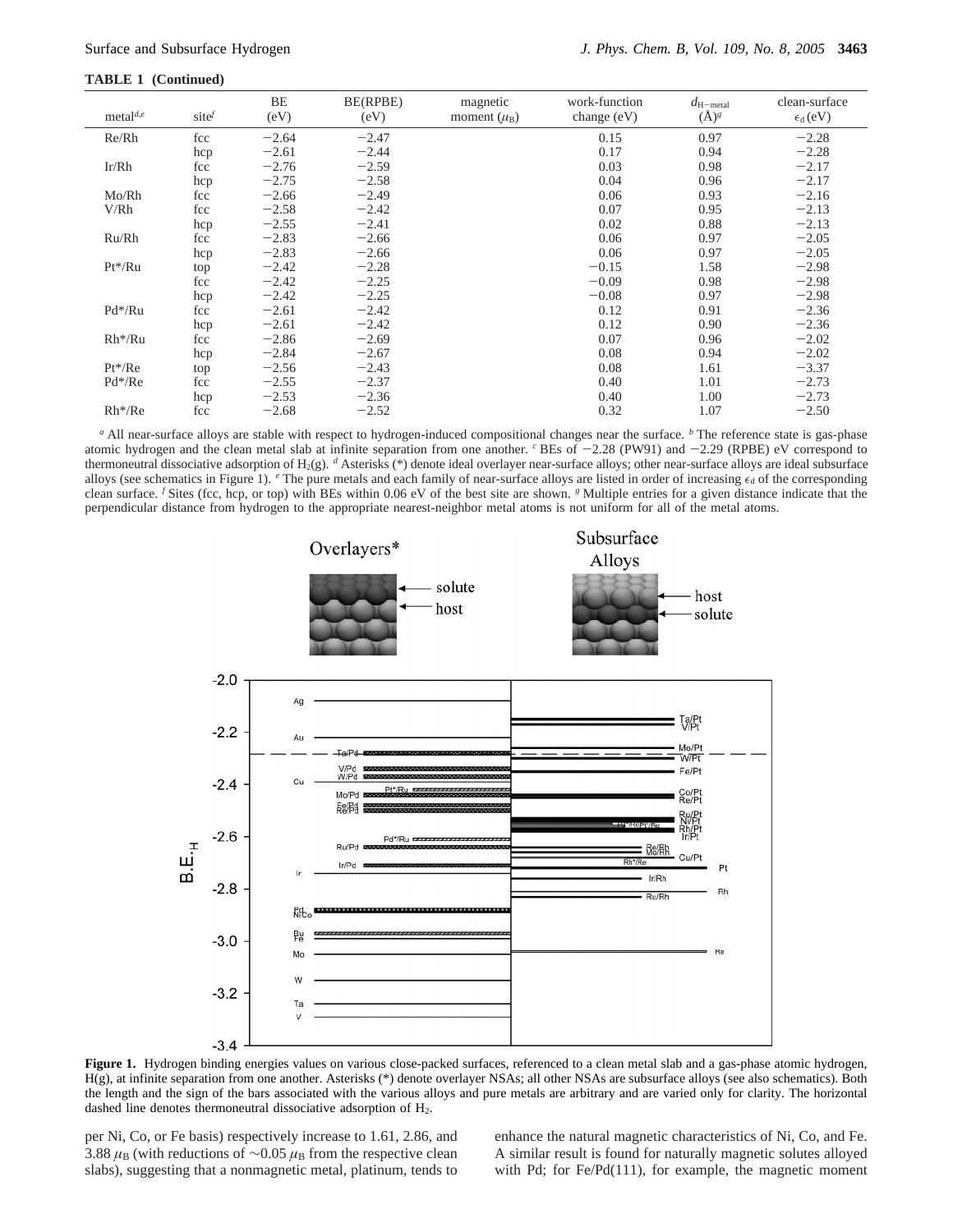**TABLE 1 (Continued)**

| metal[d,e] | site[f] | BE (eV) | BE(RPBE) (eV) | magnetic moment ($\mu_B$) | work-function change (eV) | $d_{H-metal}$ (Å)[g] | clean-surface $\epsilon_d$ (eV) |
|---|---|---|---|---|---|---|---|
| Re/Rh | fcc | −2.64 | −2.47 | | 0.15 | 0.97 | −2.28 |
| | hcp | −2.61 | −2.44 | | 0.17 | 0.94 | −2.28 |
| Ir/Rh | fcc | −2.76 | −2.59 | | 0.03 | 0.98 | −2.17 |
| | hcp | −2.75 | −2.58 | | 0.04 | 0.96 | −2.17 |
| Mo/Rh | fcc | −2.66 | −2.49 | | 0.06 | 0.93 | −2.16 |
| V/Rh | fcc | −2.58 | −2.42 | | 0.07 | 0.95 | −2.13 |
| | hcp | −2.55 | −2.41 | | 0.02 | 0.88 | −2.13 |
| Ru/Rh | fcc | −2.83 | −2.66 | | 0.06 | 0.97 | −2.05 |
| | hcp | −2.83 | −2.66 | | 0.06 | 0.97 | −2.05 |
| Pt*/Ru | top | −2.42 | −2.28 | | −0.15 | 1.58 | −2.98 |
| | fcc | −2.42 | −2.25 | | −0.09 | 0.98 | −2.98 |
| | hcp | −2.42 | −2.25 | | −0.08 | 0.97 | −2.98 |
| Pd*/Ru | fcc | −2.61 | −2.42 | | 0.12 | 0.91 | −2.36 |
| | hcp | −2.61 | −2.42 | | 0.12 | 0.90 | −2.36 |
| Rh*/Ru | fcc | −2.86 | −2.69 | | 0.07 | 0.96 | −2.02 |
| | hcp | −2.84 | −2.67 | | 0.08 | 0.94 | −2.02 |
| Pt*/Re | top | −2.56 | −2.43 | | 0.08 | 1.61 | −3.37 |
| Pd*/Re | fcc | −2.55 | −2.37 | | 0.40 | 1.01 | −2.73 |
| | hcp | −2.53 | −2.36 | | 0.40 | 1.00 | −2.73 |
| Rh*/Re | fcc | −2.68 | −2.52 | | 0.32 | 1.07 | −2.50 |

[a] All near-surface alloys are stable with respect to hydrogen-induced compositional changes near the surface. [b] The reference state is gas-phase atomic hydrogen and the clean metal slab at infinite separation from one another. [c] BEs of −2.28 (PW91) and −2.29 (RPBE) eV correspond to thermoneutral dissociative adsorption of $H_2$(g). [d] Asterisks (*) denote ideal overlayer near-surface alloys; other near-surface alloys are ideal subsurface alloys (see schematics in Figure 1). [e] The pure metals and each family of near-surface alloys are listed in order of increasing $\epsilon_d$ of the corresponding clean surface. [f] Sites (fcc, hcp, or top) with BEs within 0.06 eV of the best site are shown. [g] Multiple entries for a given distance indicate that the perpendicular distance from hydrogen to the appropriate nearest-neighbor metal atoms is not uniform for all of the metal atoms.

**Figure 1.** Hydrogen binding energies values on various close-packed surfaces, referenced to a clean metal slab and a gas-phase atomic hydrogen, H(g), at infinite separation from one another. Asterisks (*) denote overlayer NSAs; all other NSAs are subsurface alloys (see also schematics). Both the length and the sign of the bars associated with the various alloys and pure metals are arbitrary and are varied only for clarity. The horizontal dashed line denotes thermoneutral dissociative adsorption of $H_2$.

per Ni, Co, or Fe basis) respectively increase to 1.61, 2.86, and 3.88 $\mu_B$ (with reductions of ~0.05 $\mu_B$ from the respective clean slabs), suggesting that a nonmagnetic metal, platinum, tends to enhance the natural magnetic characteristics of Ni, Co, and Fe. A similar result is found for naturally magnetic solutes alloyed with Pd; for Fe/Pd(111), for example, the magnetic moment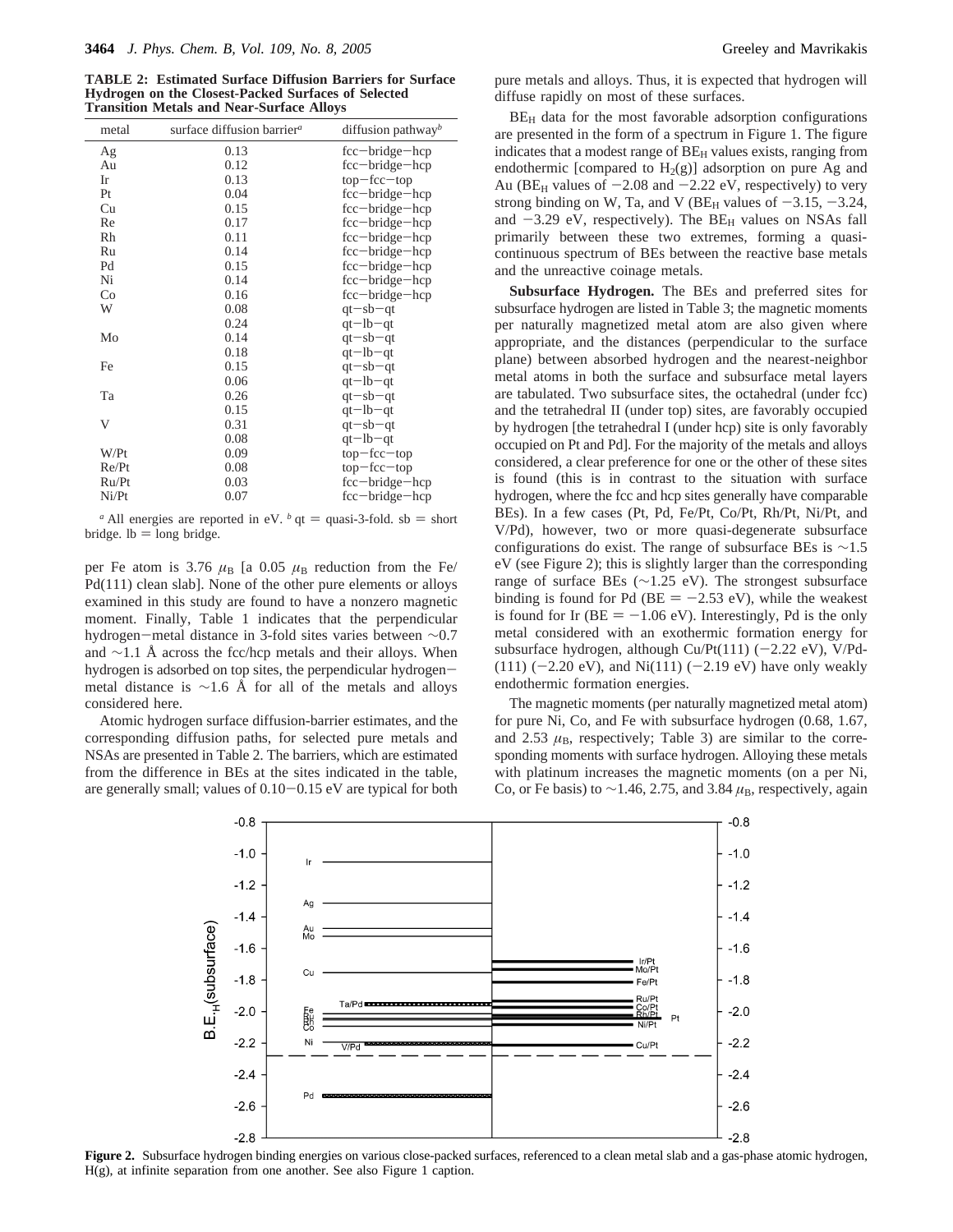**TABLE 2: Estimated Surface Diffusion Barriers for Surface Hydrogen on the Closest-Packed Surfaces of Selected Transition Metals and Near-Surface Alloys**

| metal | surface diffusion barrier[a] | diffusion pathway[b] |
|---|---|---|
| Ag | 0.13 | fcc−bridge−hcp |
| Au | 0.12 | fcc−bridge−hcp |
| Ir | 0.13 | top−fcc−top |
| Pt | 0.04 | fcc−bridge−hcp |
| Cu | 0.15 | fcc−bridge−hcp |
| Re | 0.17 | fcc−bridge−hcp |
| Rh | 0.11 | fcc−bridge−hcp |
| Ru | 0.14 | fcc−bridge−hcp |
| Pd | 0.15 | fcc−bridge−hcp |
| Ni | 0.14 | fcc−bridge−hcp |
| Co | 0.16 | fcc−bridge−hcp |
| W | 0.08 | qt−sb−qt |
| | 0.24 | qt−lb−qt |
| Mo | 0.14 | qt−sb−qt |
| | 0.18 | qt−lb−qt |
| Fe | 0.15 | qt−sb−qt |
| | 0.06 | qt−lb−qt |
| Ta | 0.26 | qt−sb−qt |
| | 0.15 | qt−lb−qt |
| V | 0.31 | qt−sb−qt |
| | 0.08 | qt−lb−qt |
| W/Pt | 0.09 | top−fcc−top |
| Re/Pt | 0.08 | top−fcc−top |
| Ru/Pt | 0.03 | fcc−bridge−hcp |
| Ni/Pt | 0.07 | fcc−bridge−hcp |

[a] All energies are reported in eV. [b] qt = quasi-3-fold. sb = short bridge. lb = long bridge.

per Fe atom is 3.76 $\mu_B$ [a 0.05 $\mu_B$ reduction from the Fe/Pd(111) clean slab]. None of the other pure elements or alloys examined in this study are found to have a nonzero magnetic moment. Finally, Table 1 indicates that the perpendicular hydrogen−metal distance in 3-fold sites varies between ~0.7 and ~1.1 Å across the fcc/hcp metals and their alloys. When hydrogen is adsorbed on top sites, the perpendicular hydrogen−metal distance is ~1.6 Å for all of the metals and alloys considered here.

Atomic hydrogen surface diffusion-barrier estimates, and the corresponding diffusion paths, for selected pure metals and NSAs are presented in Table 2. The barriers, which are estimated from the difference in BEs at the sites indicated in the table, are generally small; values of 0.10−0.15 eV are typical for both pure metals and alloys. Thus, it is expected that hydrogen will diffuse rapidly on most of these surfaces.

$BE_H$ data for the most favorable adsorption configurations are presented in the form of a spectrum in Figure 1. The figure indicates that a modest range of $BE_H$ values exists, ranging from endothermic [compared to $H_2$(g)] adsorption on pure Ag and Au ($BE_H$ values of −2.08 and −2.22 eV, respectively) to very strong binding on W, Ta, and V ($BE_H$ values of −3.15, −3.24, and −3.29 eV, respectively). The $BE_H$ values on NSAs fall primarily between these two extremes, forming a quasi-continuous spectrum of BEs between the reactive base metals and the unreactive coinage metals.

**Subsurface Hydrogen.** The BEs and preferred sites for subsurface hydrogen are listed in Table 3; the magnetic moments per naturally magnetized metal atom are also given where appropriate, and the distances (perpendicular to the surface plane) between absorbed hydrogen and the nearest-neighbor metal atoms in both the surface and subsurface metal layers are tabulated. Two subsurface sites, the octahedral (under fcc) and the tetrahedral II (under top) sites, are favorably occupied by hydrogen [the tetrahedral I (under hcp) site is only favorably occupied on Pt and Pd]. For the majority of the metals and alloys considered, a clear preference for one or the other of these sites is found (this is in contrast to the situation with surface hydrogen, where the fcc and hcp sites generally have comparable BEs). In a few cases (Pt, Pd, Fe/Pt, Co/Pt, Rh/Pt, Ni/Pt, and V/Pd), however, two or more quasi-degenerate subsurface configurations do exist. The range of subsurface BEs is ~1.5 eV (see Figure 2); this is slightly larger than the corresponding range of surface BEs (~1.25 eV). The strongest subsurface binding is found for Pd (BE = −2.53 eV), while the weakest is found for Ir (BE = −1.06 eV). Interestingly, Pd is the only metal considered with an exothermic formation energy for subsurface hydrogen, although Cu/Pt(111) (−2.22 eV), V/Pd(111) (−2.20 eV), and Ni(111) (−2.19 eV) have only weakly endothermic formation energies.

The magnetic moments (per naturally magnetized metal atom) for pure Ni, Co, and Fe with subsurface hydrogen (0.68, 1.67, and 2.53 $\mu_B$, respectively; Table 3) are similar to the corresponding moments with surface hydrogen. Alloying these metals with platinum increases the magnetic moments (on a per Ni, Co, or Fe basis) to ~1.46, 2.75, and 3.84 $\mu_B$, respectively, again

**Figure 2.** Subsurface hydrogen binding energies on various close-packed surfaces, referenced to a clean metal slab and a gas-phase atomic hydrogen, H(g), at infinite separation from one another. See also Figure 1 caption.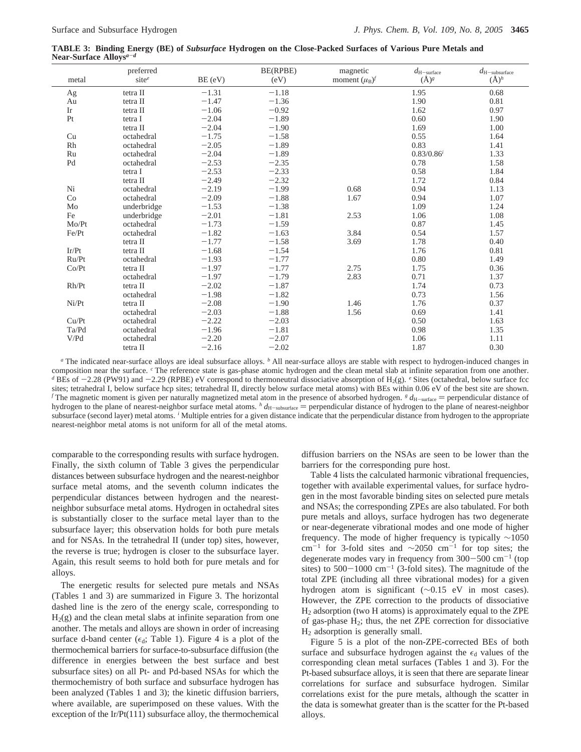**TABLE 3: Binding Energy (BE) of *Subsurface* Hydrogen on the Close-Packed Surfaces of Various Pure Metals and Near-Surface Alloys[a–d]**

| metal | preferred site[e] | BE (eV) | BE(RPBE) (eV) | magnetic moment ($\mu_B$)[f] | $d_{H-surface}$ (Å)[g] | $d_{H-subsurface}$ (Å)[h] |
|---|---|---|---|---|---|---|
| Ag | tetra II | −1.31 | −1.18 | | 1.95 | 0.68 |
| Au | tetra II | −1.47 | −1.36 | | 1.90 | 0.81 |
| Ir | tetra II | −1.06 | −0.92 | | 1.62 | 0.97 |
| Pt | tetra I | −2.04 | −1.89 | | 0.60 | 1.90 |
| | tetra II | −2.04 | −1.90 | | 1.69 | 1.00 |
| Cu | octahedral | −1.75 | −1.58 | | 0.55 | 1.64 |
| Rh | octahedral | −2.05 | −1.89 | | 0.83 | 1.41 |
| Ru | octahedral | −2.04 | −1.89 | | 0.83/0.86[i] | 1.33 |
| Pd | octahedral | −2.53 | −2.35 | | 0.78 | 1.58 |
| | tetra I | −2.53 | −2.33 | | 0.58 | 1.84 |
| | tetra II | −2.49 | −2.32 | | 1.72 | 0.84 |
| Ni | octahedral | −2.19 | −1.99 | 0.68 | 0.94 | 1.13 |
| Co | octahedral | −2.09 | −1.88 | 1.67 | 0.94 | 1.07 |
| Mo | underbridge | −1.53 | −1.38 | | 1.09 | 1.24 |
| Fe | underbridge | −2.01 | −1.81 | 2.53 | 1.06 | 1.08 |
| Mo/Pt | octahedral | −1.73 | −1.59 | | 0.87 | 1.45 |
| Fe/Pt | octahedral | −1.82 | −1.63 | 3.84 | 0.54 | 1.57 |
| | tetra II | −1.77 | −1.58 | 3.69 | 1.78 | 0.40 |
| Ir/Pt | tetra II | −1.68 | −1.54 | | 1.76 | 0.81 |
| Ru/Pt | octahedral | −1.93 | −1.77 | | 0.80 | 1.49 |
| Co/Pt | tetra II | −1.97 | −1.77 | 2.75 | 1.75 | 0.36 |
| | octahedral | −1.97 | −1.79 | 2.83 | 0.71 | 1.37 |
| Rh/Pt | tetra II | −2.02 | −1.87 | | 1.74 | 0.73 |
| | octahedral | −1.98 | −1.82 | | 0.73 | 1.56 |
| Ni/Pt | tetra II | −2.08 | −1.90 | 1.46 | 1.76 | 0.37 |
| | octahedral | −2.03 | −1.88 | 1.56 | 0.69 | 1.41 |
| Cu/Pt | octahedral | −2.22 | −2.03 | | 0.50 | 1.63 |
| Ta/Pd | octahedral | −1.96 | −1.81 | | 0.98 | 1.35 |
| V/Pd | octahedral | −2.20 | −2.07 | | 1.06 | 1.11 |
| | tetra II | −2.16 | −2.02 | | 1.87 | 0.30 |

[a] The indicated near-surface alloys are ideal subsurface alloys. [b] All near-surface alloys are stable with respect to hydrogen-induced changes in composition near the surface. [c] The reference state is gas-phase atomic hydrogen and the clean metal slab at infinite separation from one another. [d] BEs of −2.28 (PW91) and −2.29 (RPBE) eV correspond to thermoneutral dissociative absorption of $H_2$(g). [e] Sites (octahedral, below surface fcc sites; tetrahedral I, below surface hcp sites; tetrahedral II, directly below surface metal atoms) with BEs within 0.06 eV of the best site are shown. [f] The magnetic moment is given per naturally magnetized metal atom in the presence of absorbed hydrogen. [g] $d_{H-surface}$ = perpendicular distance of hydrogen to the plane of nearest-neighbor surface metal atoms. [h] $d_{H-subsurface}$ = perpendicular distance of hydrogen to the plane of nearest-neighbor subsurface (second layer) metal atoms. [i] Multiple entries for a given distance indicate that the perpendicular distance from hydrogen to the appropriate nearest-neighbor metal atoms is not uniform for all of the metal atoms.

comparable to the corresponding results with surface hydrogen. Finally, the sixth column of Table 3 gives the perpendicular distances between subsurface hydrogen and the nearest-neighbor surface metal atoms, and the seventh column indicates the perpendicular distances between hydrogen and the nearest-neighbor subsurface metal atoms. Hydrogen in octahedral sites is substantially closer to the surface metal layer than to the subsurface layer; this observation holds for both pure metals and for NSAs. In the tetrahedral II (under top) sites, however, the reverse is true; hydrogen is closer to the subsurface layer. Again, this result seems to hold both for pure metals and for alloys.

The energetic results for selected pure metals and NSAs (Tables 1 and 3) are summarized in Figure 3. The horizontal dashed line is the zero of the energy scale, corresponding to $H_2$(g) and the clean metal slabs at infinite separation from one another. The metals and alloys are shown in order of increasing surface d-band center ($\epsilon_d$; Table 1). Figure 4 is a plot of the thermochemical barriers for surface-to-subsurface diffusion (the difference in energies between the best surface and best subsurface sites) on all Pt- and Pd-based NSAs for which the thermochemistry of both surface and subsurface hydrogen has been analyzed (Tables 1 and 3); the kinetic diffusion barriers, where available, are superimposed on these values. With the exception of the Ir/Pt(111) subsurface alloy, the thermochemical diffusion barriers on the NSAs are seen to be lower than the barriers for the corresponding pure host.

Table 4 lists the calculated harmonic vibrational frequencies, together with available experimental values, for surface hydrogen in the most favorable binding sites on selected pure metals and NSAs; the corresponding ZPEs are also tabulated. For both pure metals and alloys, surface hydrogen has two degenerate or near-degenerate vibrational modes and one mode of higher frequency. The mode of higher frequency is typically ~1050 $cm^{-1}$ for 3-fold sites and ~2050 $cm^{-1}$ for top sites; the degenerate modes vary in frequency from 300−500 $cm^{-1}$ (top sites) to 500−1000 $cm^{-1}$ (3-fold sites). The magnitude of the total ZPE (including all three vibrational modes) for a given hydrogen atom is significant (~0.15 eV in most cases). However, the ZPE correction to the products of dissociative $H_2$ adsorption (two H atoms) is approximately equal to the ZPE of gas-phase $H_2$; thus, the net ZPE correction for dissociative $H_2$ adsorption is generally small.

Figure 5 is a plot of the non-ZPE-corrected BEs of both surface and subsurface hydrogen against the $\epsilon_d$ values of the corresponding clean metal surfaces (Tables 1 and 3). For the Pt-based subsurface alloys, it is seen that there are separate linear correlations for surface and subsurface hydrogen. Similar correlations exist for the pure metals, although the scatter in the data is somewhat greater than is the scatter for the Pt-based alloys.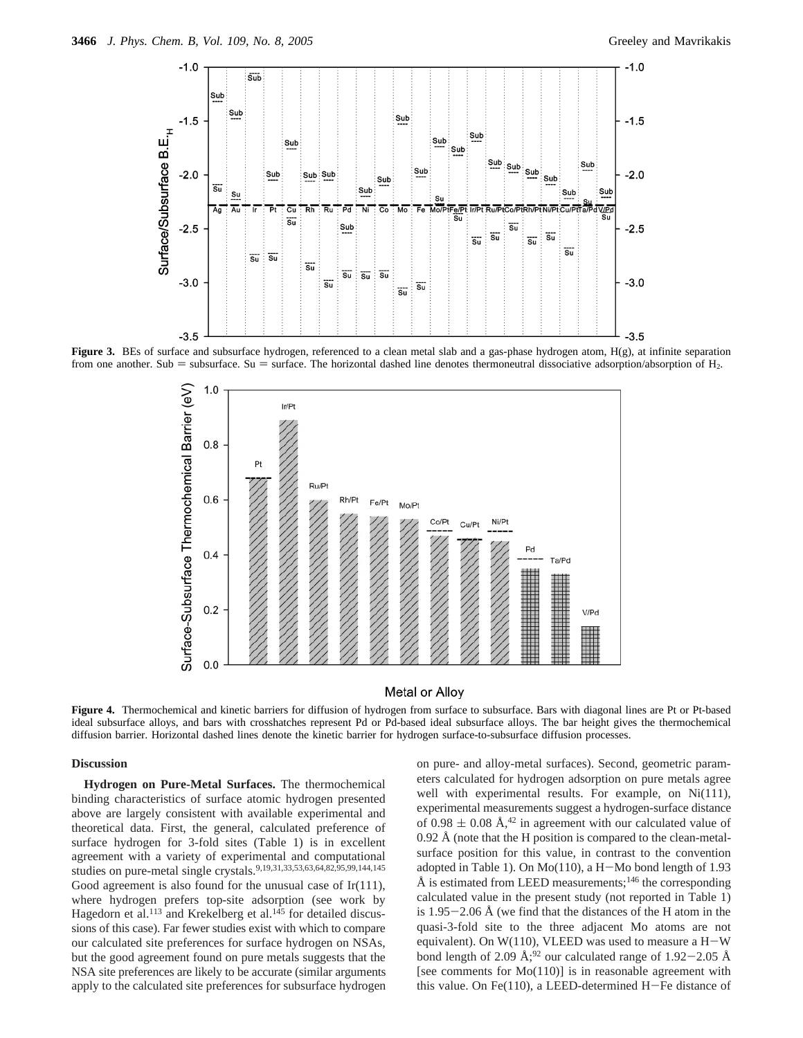**Figure 3.** BEs of surface and subsurface hydrogen, referenced to a clean metal slab and a gas-phase hydrogen atom, H(g), at infinite separation from one another. Sub = subsurface. Su = surface. The horizontal dashed line denotes thermoneutral dissociative adsorption/absorption of $H_2$.

**Figure 4.** Thermochemical and kinetic barriers for diffusion of hydrogen from surface to subsurface. Bars with diagonal lines are Pt or Pt-based ideal subsurface alloys, and bars with crosshatches represent Pd or Pd-based ideal subsurface alloys. The bar height gives the thermochemical diffusion barrier. Horizontal dashed lines denote the kinetic barrier for hydrogen surface-to-subsurface diffusion processes.

## Discussion

**Hydrogen on Pure-Metal Surfaces.** The thermochemical binding characteristics of surface atomic hydrogen presented above are largely consistent with available experimental and theoretical data. First, the general, calculated preference of surface hydrogen for 3-fold sites (Table 1) is in excellent agreement with a variety of experimental and computational studies on pure-metal single crystals.[9,19,31,33,53,63,64,82,95,99,144,145] Good agreement is also found for the unusual case of Ir(111), where hydrogen prefers top-site adsorption (see work by Hagedorn et al.[113] and Krekelberg et al.[145] for detailed discussions of this case). Far fewer studies exist with which to compare our calculated site preferences for surface hydrogen on NSAs, but the good agreement found on pure metals suggests that the NSA site preferences are likely to be accurate (similar arguments apply to the calculated site preferences for subsurface hydrogen on pure- and alloy-metal surfaces). Second, geometric parameters calculated for hydrogen adsorption on pure metals agree well with experimental results. For example, on Ni(111), experimental measurements suggest a hydrogen-surface distance of 0.98 ± 0.08 Å,[42] in agreement with our calculated value of 0.92 Å (note that the H position is compared to the clean-metal-surface position for this value, in contrast to the convention adopted in Table 1). On Mo(110), a H−Mo bond length of 1.93 Å is estimated from LEED measurements;[146] the corresponding calculated value in the present study (not reported in Table 1) is 1.95−2.06 Å (we find that the distances of the H atom in the quasi-3-fold site to the three adjacent Mo atoms are not equivalent). On W(110), VLEED was used to measure a H−W bond length of 2.09 Å;[92] our calculated range of 1.92−2.05 Å [see comments for Mo(110)] is in reasonable agreement with this value. On Fe(110), a LEED-determined H−Fe distance of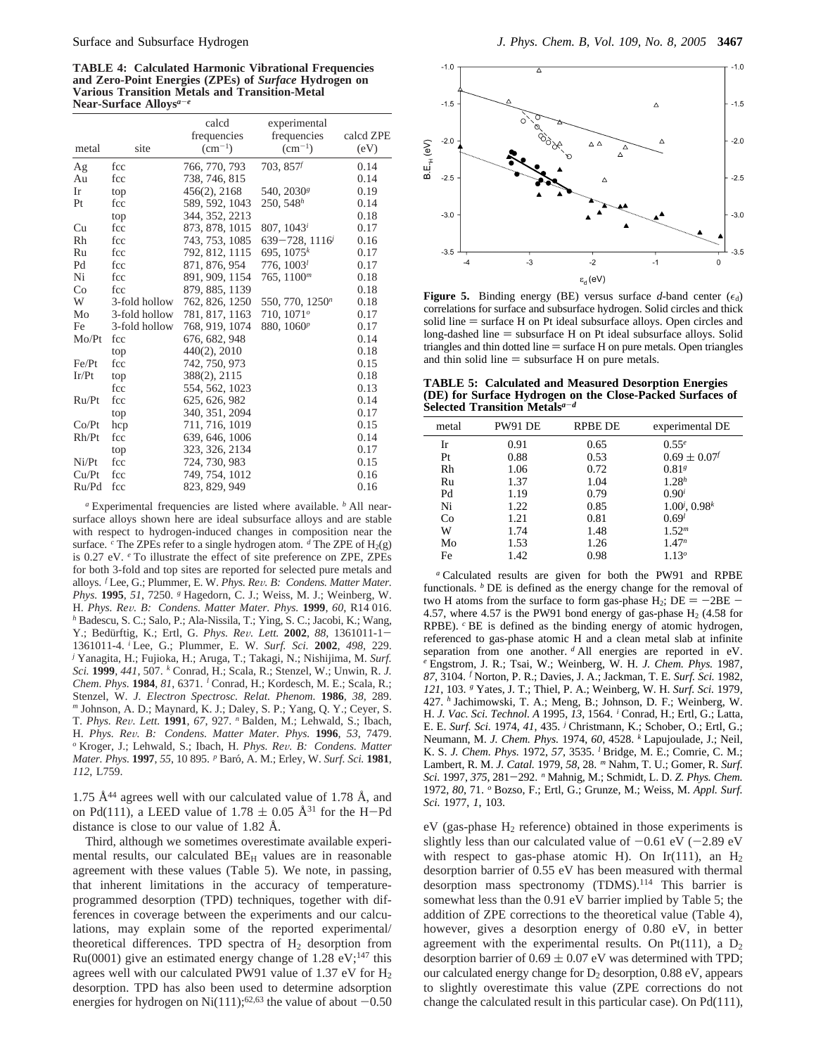**TABLE 4: Calculated Harmonic Vibrational Frequencies and Zero-Point Energies (ZPEs) of *Surface* Hydrogen on Various Transition Metals and Transition-Metal Near-Surface Alloys[a–e]**

| metal | site | calcd frequencies ($cm^{-1}$) | experimental frequencies ($cm^{-1}$) | calcd ZPE (eV) |
|---|---|---|---|---|
| Ag | fcc | 766, 770, 793 | 703, 857[f] | 0.14 |
| Au | fcc | 738, 746, 815 | | 0.14 |
| Ir | top | 456(2), 2168 | 540, 2030[g] | 0.19 |
| Pt | fcc | 589, 592, 1043 | 250, 548[h] | 0.14 |
| | top | 344, 352, 2213 | | 0.18 |
| Cu | fcc | 873, 878, 1015 | 807, 1043[i] | 0.17 |
| Rh | fcc | 743, 753, 1085 | 639–728, 1116[j] | 0.16 |
| Ru | fcc | 792, 812, 1115 | 695, 1075[k] | 0.17 |
| Pd | fcc | 871, 876, 954 | 776, 1003[l] | 0.17 |
| Ni | fcc | 891, 909, 1154 | 765, 1100[m] | 0.18 |
| Co | fcc | 879, 885, 1139 | | 0.18 |
| W | 3-fold hollow | 762, 826, 1250 | 550, 770, 1250[n] | 0.18 |
| Mo | 3-fold hollow | 781, 817, 1163 | 710, 1071[o] | 0.17 |
| Fe | 3-fold hollow | 768, 919, 1074 | 880, 1060[p] | 0.17 |
| Mo/Pt | fcc | 676, 682, 948 | | 0.14 |
| | top | 440(2), 2010 | | 0.18 |
| Fe/Pt | fcc | 742, 750, 973 | | 0.15 |
| Ir/Pt | top | 388(2), 2115 | | 0.18 |
| | fcc | 554, 562, 1023 | | 0.13 |
| Ru/Pt | fcc | 625, 626, 982 | | 0.14 |
| | top | 340, 351, 2094 | | 0.17 |
| Co/Pt | hcp | 711, 716, 1019 | | 0.15 |
| Rh/Pt | fcc | 639, 646, 1006 | | 0.14 |
| | top | 323, 326, 2134 | | 0.17 |
| Ni/Pt | fcc | 724, 730, 983 | | 0.15 |
| Cu/Pt | fcc | 749, 754, 1012 | | 0.16 |
| Ru/Pd | fcc | 823, 829, 949 | | 0.16 |

[a] Experimental frequencies are listed where available. [b] All near-surface alloys shown here are ideal subsurface alloys and are stable with respect to hydrogen-induced changes in composition near the surface. [c] The ZPEs refer to a single hydrogen atom. [d] The ZPE of $H_2$(g) is 0.27 eV. [e] To illustrate the effect of site preference on ZPE, ZPEs for both 3-fold and top sites are reported for selected pure metals and alloys. [f] Lee, G.; Plummer, E. W. *Phys. Rev. B: Condens. Matter Mater. Phys.* **1995**, *51*, 7250. [g] Hagedorn, C. J.; Weiss, M. J.; Weinberg, W. H. *Phys. Rev. B: Condens. Matter Mater. Phys.* **1999**, *60*, R14 016. [h] Badescu, S. C.; Salo, P.; Ala-Nissila, T.; Ying, S. C.; Jacobi, K.; Wang, Y.; Bedürftig, K.; Ertl, G. *Phys. Rev. Lett.* **2002**, *88*, 1361011-1–1361011-4. [i] Lee, G.; Plummer, E. W. *Surf. Sci.* **2002**, *498*, 229. [j] Yanagita, H.; Fujioka, H.; Aruga, T.; Takagi, N.; Nishijima, M. *Surf. Sci.* **1999**, *441*, 507. [k] Conrad, H.; Scala, R.; Stenzel, W.; Unwin, R. *J. Chem. Phys.* **1984**, *81*, 6371. [l] Conrad, H.; Kordesch, M. E.; Scala, R.; Stenzel, W. *J. Electron Spectrosc. Relat. Phenom.* **1986**, *38*, 289. [m] Johnson, A. D.; Maynard, K. J.; Daley, S. P.; Yang, Q. Y.; Ceyer, S. T. *Phys. Rev. Lett.* **1991**, *67*, 927. [n] Balden, M.; Lehwald, S.; Ibach, H. *Phys. Rev. B: Condens. Matter Mater. Phys.* **1996**, *53*, 7479. [o] Kroger, J.; Lehwald, S.; Ibach, H. *Phys. Rev. B: Condens. Matter Mater. Phys.* **1997**, *55*, 10 895. [p] Baró, A. M.; Erley, W. *Surf. Sci.* **1981**, *112*, L759.

1.75 Å[44] agrees well with our calculated value of 1.78 Å, and on Pd(111), a LEED value of 1.78 ± 0.05 Å[31] for the H–Pd distance is close to our value of 1.82 Å.

Third, although we sometimes overestimate available experimental results, our calculated $BE_H$ values are in reasonable agreement with these values (Table 5). We note, in passing, that inherent limitations in the accuracy of temperature-programmed desorption (TPD) techniques, together with differences in coverage between the experiments and our calculations, may explain some of the reported experimental/theoretical differences. TPD spectra of $H_2$ desorption from Ru(0001) give an estimated energy change of 1.28 eV;[147] this agrees well with our calculated PW91 value of 1.37 eV for $H_2$ desorption. TPD has also been used to determine adsorption energies for hydrogen on Ni(111);[62,63] the value of about −0.50 eV (gas-phase $H_2$ reference) obtained in those experiments is slightly less than our calculated value of −0.61 eV (−2.89 eV with respect to gas-phase atomic H). On Ir(111), an $H_2$ desorption barrier of 0.55 eV has been measured with thermal desorption mass spectronomy (TDMS).[114] This barrier is somewhat less than the 0.91 eV barrier implied by Table 5; the addition of ZPE corrections to the theoretical value (Table 4), however, gives a desorption energy of 0.80 eV, in better agreement with the experimental results. On Pt(111), a $D_2$ desorption barrier of 0.69 ± 0.07 eV was determined with TPD; our calculated energy change for $D_2$ desorption, 0.88 eV, appears to slightly overestimate this value (ZPE corrections do not change the calculated result in this particular case). On Pd(111),

**Figure 5.** Binding energy (BE) versus surface *d*-band center ($\epsilon_d$) correlations for surface and subsurface hydrogen. Solid circles and thick solid line = surface H on Pt ideal subsurface alloys. Open circles and long-dashed line = subsurface H on Pt ideal subsurface alloys. Solid triangles and thin dotted line = surface H on pure metals. Open triangles and thin solid line = subsurface H on pure metals.

**TABLE 5: Calculated and Measured Desorption Energies (DE) for Surface Hydrogen on the Close-Packed Surfaces of Selected Transition Metals[a–d]**

| metal | PW91 DE | RPBE DE | experimental DE |
|---|---|---|---|
| Ir | 0.91 | 0.65 | 0.55[e] |
| Pt | 0.88 | 0.53 | 0.69 ± 0.07[f] |
| Rh | 1.06 | 0.72 | 0.81[g] |
| Ru | 1.37 | 1.04 | 1.28[h] |
| Pd | 1.19 | 0.79 | 0.90[i] |
| Ni | 1.22 | 0.85 | 1.00[j], 0.98[k] |
| Co | 1.21 | 0.81 | 0.69[l] |
| W | 1.74 | 1.48 | 1.52[m] |
| Mo | 1.53 | 1.26 | 1.47[n] |
| Fe | 1.42 | 0.98 | 1.13[o] |

[a] Calculated results are given for both the PW91 and RPBE functionals. [b] DE is defined as the energy change for the removal of two H atoms from the surface to form gas-phase $H_2$; DE = −2BE − 4.57, where 4.57 is the PW91 bond energy of gas-phase $H_2$ (4.58 for RPBE). [c] BE is defined as the binding energy of atomic hydrogen, referenced to gas-phase atomic H and a clean metal slab at infinite separation from one another. [d] All energies are reported in eV. [e] Engstrom, J. R.; Tsai, W.; Weinberg, W. H. *J. Chem. Phys.* 1987, *87*, 3104. [f] Norton, P. R.; Davies, J. A.; Jackman, T. E. *Surf. Sci.* 1982, *121*, 103. [g] Yates, J. T.; Thiel, P. A.; Weinberg, W. H. *Surf. Sci.* 1979, 427. [h] Jachimowski, T. A.; Meng, B.; Johnson, D. F.; Weinberg, W. H. *J. Vac. Sci. Technol. A* 1995, *13*, 1564. [i] Conrad, H.; Ertl, G.; Latta, E. E. *Surf. Sci.* 1974, *41*, 435. [j] Christmann, K.; Schober, O.; Ertl, G.; Neumann, M. *J. Chem. Phys.* 1974, *60*, 4528. [k] Lapujoulade, J.; Neil, K. S. *J. Chem. Phys.* 1972, *57*, 3535. [l] Bridge, M. E.; Comrie, C. M.; Lambert, R. M. *J. Catal.* 1979, *58*, 28. [m] Nahm, T. U.; Gomer, R. *Surf. Sci.* 1997, *375*, 281–292. [n] Mahnig, M.; Schmidt, L. D. *Z. Phys. Chem.* 1972, *80*, 71. [o] Bozso, F.; Ertl, G.; Grunze, M.; Weiss, M. *Appl. Surf. Sci.* 1977, *1*, 103.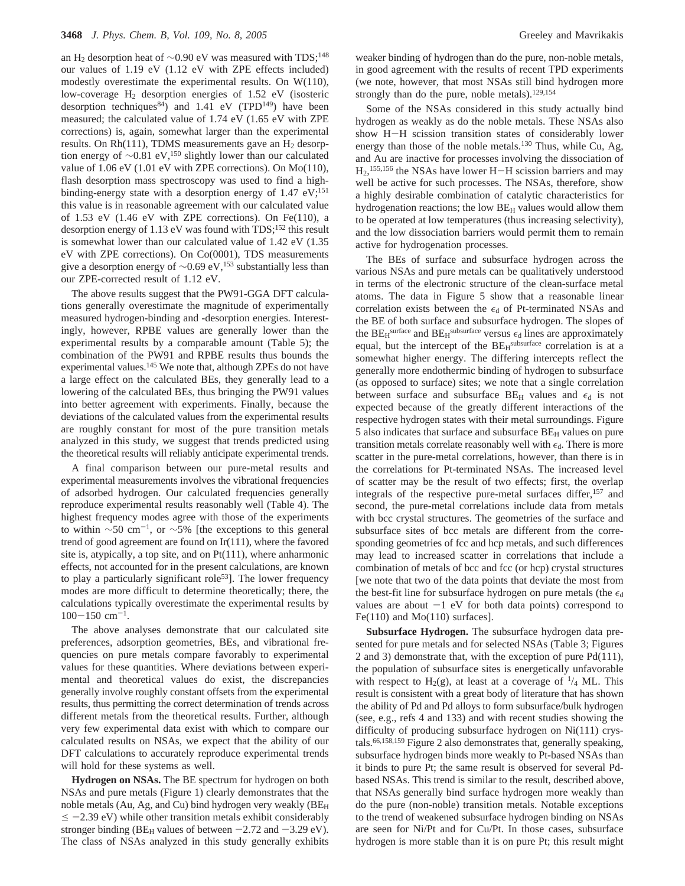an $H_2$ desorption heat of ~0.90 eV was measured with TDS;[148] our values of 1.19 eV (1.12 eV with ZPE effects included) modestly overestimate the experimental results. On W(110), low-coverage $H_2$ desorption energies of 1.52 eV (isosteric desorption techniques[84]) and 1.41 eV (TPD[149]) have been measured; the calculated value of 1.74 eV (1.65 eV with ZPE corrections) is, again, somewhat larger than the experimental results. On Rh(111), TDMS measurements gave an $H_2$ desorption energy of ~0.81 eV,[150] slightly lower than our calculated value of 1.06 eV (1.01 eV with ZPE corrections). On Mo(110), flash desorption mass spectroscopy was used to find a high-binding-energy state with a desorption energy of 1.47 eV;[151] this value is in reasonable agreement with our calculated value of 1.53 eV (1.46 eV with ZPE corrections). On Fe(110), a desorption energy of 1.13 eV was found with TDS;[152] this result is somewhat lower than our calculated value of 1.42 eV (1.35 eV with ZPE corrections). On Co(0001), TDS measurements give a desorption energy of ~0.69 eV,[153] substantially less than our ZPE-corrected result of 1.12 eV.

The above results suggest that the PW91-GGA DFT calculations generally overestimate the magnitude of experimentally measured hydrogen-binding and -desorption energies. Interestingly, however, RPBE values are generally lower than the experimental results by a comparable amount (Table 5); the combination of the PW91 and RPBE results thus bounds the experimental values.[145] We note that, although ZPEs do not have a large effect on the calculated BEs, they generally lead to a lowering of the calculated BEs, thus bringing the PW91 values into better agreement with experiments. Finally, because the deviations of the calculated values from the experimental results are roughly constant for most of the pure transition metals analyzed in this study, we suggest that trends predicted using the theoretical results will reliably anticipate experimental trends.

A final comparison between our pure-metal results and experimental measurements involves the vibrational frequencies of adsorbed hydrogen. Our calculated frequencies generally reproduce experimental results reasonably well (Table 4). The highest frequency modes agree with those of the experiments to within ~50 $cm^{-1}$, or ~5% [the exceptions to this general trend of good agreement are found on Ir(111), where the favored site is, atypically, a top site, and on Pt(111), where anharmonic effects, not accounted for in the present calculations, are known to play a particularly significant role[53]]. The lower frequency modes are more difficult to determine theoretically; there, the calculations typically overestimate the experimental results by 100–150 $cm^{-1}$.

The above analyses demonstrate that our calculated site preferences, adsorption geometries, BEs, and vibrational frequencies on pure metals compare favorably to experimental values for these quantities. Where deviations between experimental and theoretical values do exist, the discrepancies generally involve roughly constant offsets from the experimental results, thus permitting the correct determination of trends across different metals from the theoretical results. Further, although very few experimental data exist with which to compare our calculated results on NSAs, we expect that the ability of our DFT calculations to accurately reproduce experimental trends will hold for these systems as well.

**Hydrogen on NSAs.** The BE spectrum for hydrogen on both NSAs and pure metals (Figure 1) clearly demonstrates that the noble metals (Au, Ag, and Cu) bind hydrogen very weakly ($BE_H \leq -2.39$ eV) while other transition metals exhibit considerably stronger binding ($BE_H$ values of between $-2.72$ and $-3.29$ eV). The class of NSAs analyzed in this study generally exhibits weaker binding of hydrogen than do the pure, non-noble metals, in good agreement with the results of recent TPD experiments (we note, however, that most NSAs still bind hydrogen more strongly than do the pure, noble metals).[129,154]

Some of the NSAs considered in this study actually bind hydrogen as weakly as do the noble metals. These NSAs also show H–H scission transition states of considerably lower energy than those of the noble metals.[130] Thus, while Cu, Ag, and Au are inactive for processes involving the dissociation of $H_2$,[155,156] the NSAs have lower H–H scission barriers and may well be active for such processes. The NSAs, therefore, show a highly desirable combination of catalytic characteristics for hydrogenation reactions; the low $BE_H$ values would allow them to be operated at low temperatures (thus increasing selectivity), and the low dissociation barriers would permit them to remain active for hydrogenation processes.

The BEs of surface and subsurface hydrogen across the various NSAs and pure metals can be qualitatively understood in terms of the electronic structure of the clean-surface metal atoms. The data in Figure 5 show that a reasonable linear correlation exists between the $\epsilon_d$ of Pt-terminated NSAs and the BE of both surface and subsurface hydrogen. The slopes of the $BE_H^{surface}$ and $BE_H^{subsurface}$ versus $\epsilon_d$ lines are approximately equal, but the intercept of the $BE_H^{subsurface}$ correlation is at a somewhat higher energy. The differing intercepts reflect the generally more endothermic binding of hydrogen to subsurface (as opposed to surface) sites; we note that a single correlation between surface and subsurface $BE_H$ values and $\epsilon_d$ is not expected because of the greatly different interactions of the respective hydrogen states with their metal surroundings. Figure 5 also indicates that surface and subsurface $BE_H$ values on pure transition metals correlate reasonably well with $\epsilon_d$. There is more scatter in the pure-metal correlations, however, than there is in the correlations for Pt-terminated NSAs. The increased level of scatter may be the result of two effects; first, the overlap integrals of the respective pure-metal surfaces differ,[157] and second, the pure-metal correlations include data from metals with bcc crystal structures. The geometries of the surface and subsurface sites of bcc metals are different from the corresponding geometries of fcc and hcp metals, and such differences may lead to increased scatter in correlations that include a combination of metals of bcc and fcc (or hcp) crystal structures [we note that two of the data points that deviate the most from the best-fit line for subsurface hydrogen on pure metals (the $\epsilon_d$ values are about $-1$ eV for both data points) correspond to Fe(110) and Mo(110) surfaces].

**Subsurface Hydrogen.** The subsurface hydrogen data presented for pure metals and for selected NSAs (Table 3; Figures 2 and 3) demonstrate that, with the exception of pure Pd(111), the population of subsurface sites is energetically unfavorable with respect to $H_2$(g), at least at a coverage of $^1/_4$ ML. This result is consistent with a great body of literature that has shown the ability of Pd and Pd alloys to form subsurface/bulk hydrogen (see, e.g., refs 4 and 133) and with recent studies showing the difficulty of producing subsurface hydrogen on Ni(111) crystals.[66,158,159] Figure 2 also demonstrates that, generally speaking, subsurface hydrogen binds more weakly to Pt-based NSAs than it binds to pure Pt; the same result is observed for several Pd-based NSAs. This trend is similar to the result, described above, that NSAs generally bind surface hydrogen more weakly than do the pure (non-noble) transition metals. Notable exceptions to the trend of weakened subsurface hydrogen binding on NSAs are seen for Ni/Pt and for Cu/Pt. In those cases, subsurface hydrogen is more stable than it is on pure Pt; this result might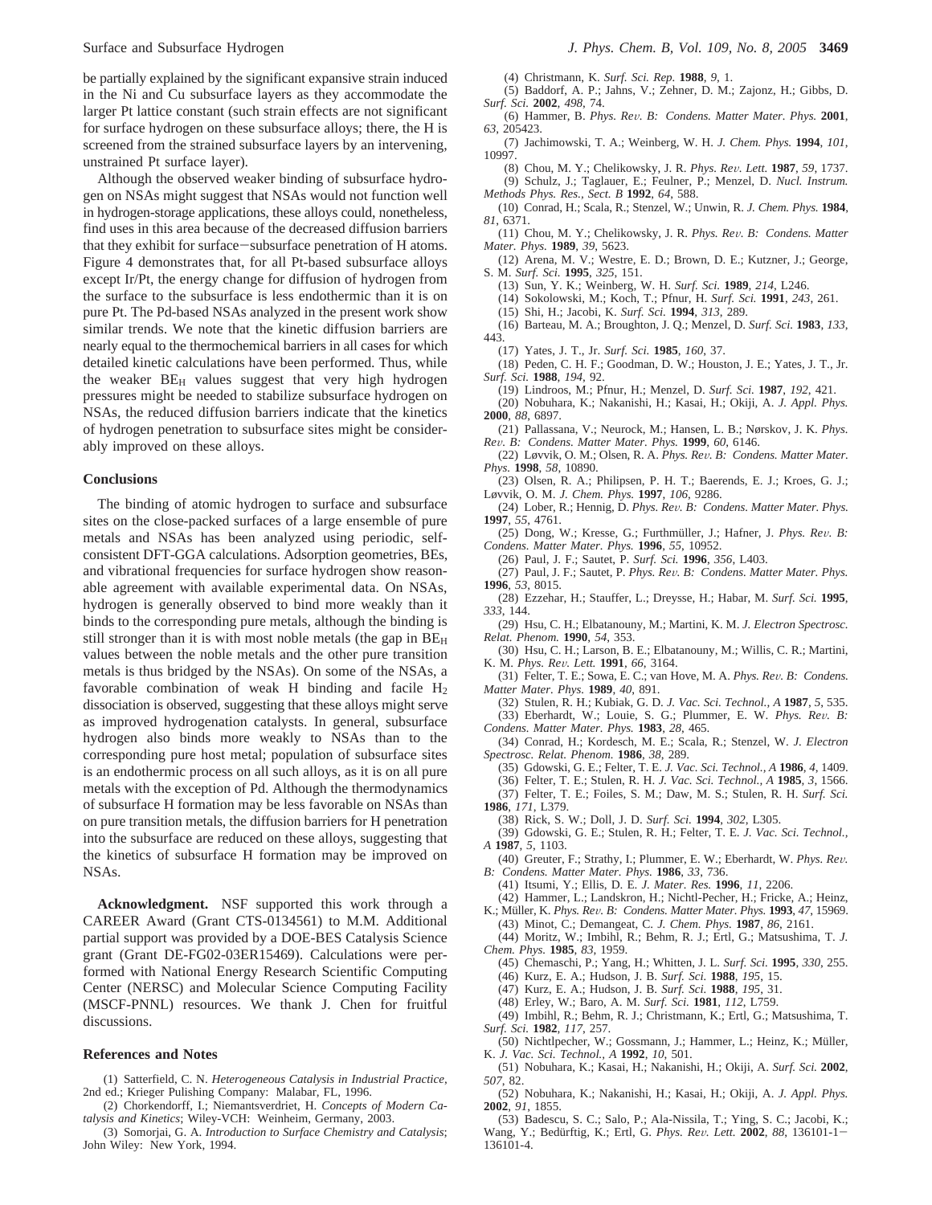be partially explained by the significant expansive strain induced in the Ni and Cu subsurface layers as they accommodate the larger Pt lattice constant (such strain effects are not significant for surface hydrogen on these subsurface alloys; there, the H is screened from the strained subsurface layers by an intervening, unstrained Pt surface layer).

Although the observed weaker binding of subsurface hydrogen on NSAs might suggest that NSAs would not function well in hydrogen-storage applications, these alloys could, nonetheless, find uses in this area because of the decreased diffusion barriers that they exhibit for surface−subsurface penetration of H atoms. Figure 4 demonstrates that, for all Pt-based subsurface alloys except Ir/Pt, the energy change for diffusion of hydrogen from the surface to the subsurface is less endothermic than it is on pure Pt. The Pd-based NSAs analyzed in the present work show similar trends. We note that the kinetic diffusion barriers are nearly equal to the thermochemical barriers in all cases for which detailed kinetic calculations have been performed. Thus, while the weaker $BE_H$ values suggest that very high hydrogen pressures might be needed to stabilize subsurface hydrogen on NSAs, the reduced diffusion barriers indicate that the kinetics of hydrogen penetration to subsurface sites might be considerably improved on these alloys.

## Conclusions

The binding of atomic hydrogen to surface and subsurface sites on the close-packed surfaces of a large ensemble of pure metals and NSAs has been analyzed using periodic, self-consistent DFT-GGA calculations. Adsorption geometries, BEs, and vibrational frequencies for surface hydrogen show reasonable agreement with available experimental data. On NSAs, hydrogen is generally observed to bind more weakly than it binds to the corresponding pure metals, although the binding is still stronger than it is with most noble metals (the gap in $BE_H$ values between the noble metals and the other pure transition metals is thus bridged by the NSAs). On some of the NSAs, a favorable combination of weak H binding and facile $H_2$ dissociation is observed, suggesting that these alloys might serve as improved hydrogenation catalysts. In general, subsurface hydrogen also binds more weakly to NSAs than to the corresponding pure host metal; population of subsurface sites is an endothermic process on all such alloys, as it is on all pure metals with the exception of Pd. Although the thermodynamics of subsurface H formation may be less favorable on NSAs than on pure transition metals, the diffusion barriers for H penetration into the subsurface are reduced on these alloys, suggesting that the kinetics of subsurface H formation may be improved on NSAs.

**Acknowledgment.** NSF supported this work through a CAREER Award (Grant CTS-0134561) to M.M. Additional partial support was provided by a DOE-BES Catalysis Science grant (Grant DE-FG02-03ER15469). Calculations were performed with National Energy Research Scientific Computing Center (NERSC) and Molecular Science Computing Facility (MSCF-PNNL) resources. We thank J. Chen for fruitful discussions.

## References and Notes

(1) Satterfield, C. N. *Heterogeneous Catalysis in Industrial Practice*, 2nd ed.; Krieger Pulishing Company: Malabar, FL, 1996.

(2) Chorkendorff, I.; Niemantsverdriet, H. *Concepts of Modern Catalysis and Kinetics*; Wiley-VCH: Weinheim, Germany, 2003.

(3) Somorjai, G. A. *Introduction to Surface Chemistry and Catalysis*; John Wiley: New York, 1994.

(4) Christmann, K. *Surf. Sci. Rep.* **1988**, *9*, 1.

(5) Baddorf, A. P.; Jahns, V.; Zehner, D. M.; Zajonz, H.; Gibbs, D. *Surf. Sci.* **2002**, *498*, 74.

(6) Hammer, B. *Phys. Rev. B: Condens. Matter Mater. Phys.* **2001**, *63*, 205423.

(7) Jachimowski, T. A.; Weinberg, W. H. *J. Chem. Phys.* **1994**, *101*, 10997.

(8) Chou, M. Y.; Chelikowsky, J. R. *Phys. Rev. Lett.* **1987**, *59*, 1737.

(9) Schulz, J.; Taglauer, E.; Feulner, P.; Menzel, D. *Nucl. Instrum. Methods Phys. Res., Sect. B* **1992**, *64*, 588.

(10) Conrad, H.; Scala, R.; Stenzel, W.; Unwin, R. *J. Chem. Phys.* **1984**, *81*, 6371.

(11) Chou, M. Y.; Chelikowsky, J. R. *Phys. Rev. B: Condens. Matter Mater. Phys.* **1989**, *39*, 5623.

(12) Arena, M. V.; Westre, E. D.; Brown, D. E.; Kutzner, J.; George, S. M. *Surf. Sci.* **1995**, *325*, 151.

(13) Sun, Y. K.; Weinberg, W. H. *Surf. Sci.* **1989**, *214*, L246.

(14) Sokolowski, M.; Koch, T.; Pfnur, H. *Surf. Sci.* **1991**, *243*, 261.

(15) Shi, H.; Jacobi, K. *Surf. Sci.* **1994**, *313*, 289.

(16) Barteau, M. A.; Broughton, J. Q.; Menzel, D. *Surf. Sci.* **1983**, *133*, 443.

(17) Yates, J. T., Jr. *Surf. Sci.* **1985**, *160*, 37.

(18) Peden, C. H. F.; Goodman, D. W.; Houston, J. E.; Yates, J. T., Jr. *Surf. Sci.* **1988**, *194*, 92.

(19) Lindroos, M.; Pfnur, H.; Menzel, D. *Surf. Sci.* **1987**, *192*, 421.

(20) Nobuhara, K.; Nakanishi, H.; Kasai, H.; Okiji, A. *J. Appl. Phys.* **2000**, *88*, 6897.

(21) Pallassana, V.; Neurock, M.; Hansen, L. B.; Nørskov, J. K. *Phys. Rev. B: Condens. Matter Mater. Phys.* **1999**, *60*, 6146.

(22) Løvvik, O. M.; Olsen, R. A. *Phys. Rev. B: Condens. Matter Mater. Phys.* **1998**, *58*, 10890.

(23) Olsen, R. A.; Philipsen, P. H. T.; Baerends, E. J.; Kroes, G. J.; Løvvik, O. M. *J. Chem. Phys.* **1997**, *106*, 9286.

(24) Lober, R.; Hennig, D. *Phys. Rev. B: Condens. Matter Mater. Phys.* **1997**, *55*, 4761.

(25) Dong, W.; Kresse, G.; Furthmüller, J.; Hafner, J. *Phys. Rev. B: Condens. Matter Mater. Phys.* **1996**, *55*, 10952.

(26) Paul, J. F.; Sautet, P. *Surf. Sci.* **1996**, *356*, L403.

(27) Paul, J. F.; Sautet, P. *Phys. Rev. B: Condens. Matter Mater. Phys.* **1996**, *53*, 8015.

(28) Ezzehar, H.; Stauffer, L.; Dreysse, H.; Habar, M. *Surf. Sci.* **1995**, *333*, 144.

(29) Hsu, C. H.; Elbatanouny, M.; Martini, K. M. *J. Electron Spectrosc. Relat. Phenom.* **1990**, *54*, 353.

(30) Hsu, C. H.; Larson, B. E.; Elbatanouny, M.; Willis, C. R.; Martini, K. M. *Phys. Rev. Lett.* **1991**, *66*, 3164.

(31) Felter, T. E.; Sowa, E. C.; van Hove, M. A. *Phys. Rev. B: Condens. Matter Mater. Phys.* **1989**, *40*, 891.

(32) Stulen, R. H.; Kubiak, G. D. *J. Vac. Sci. Technol., A* **1987**, *5*, 535.

(33) Eberhardt, W.; Louie, S. G.; Plummer, E. W. *Phys. Rev. B: Condens. Matter Mater. Phys.* **1983**, *28*, 465.

(34) Conrad, H.; Kordesch, M. E.; Scala, R.; Stenzel, W. *J. Electron Spectrosc. Relat. Phenom.* **1986**, *38*, 289.

(35) Gdowski, G. E.; Felter, T. E. *J. Vac. Sci. Technol., A* **1986**, *4*, 1409.

(36) Felter, T. E.; Stulen, R. H. *J. Vac. Sci. Technol., A* **1985**, *3*, 1566.

(37) Felter, T. E.; Foiles, S. M.; Daw, M. S.; Stulen, R. H. *Surf. Sci.* **1986**, *171*, L379.

(38) Rick, S. W.; Doll, J. D. *Surf. Sci.* **1994**, *302*, L305.

(39) Gdowski, G. E.; Stulen, R. H.; Felter, T. E. *J. Vac. Sci. Technol., A* **1987**, *5*, 1103.

(40) Greuter, F.; Strathy, I.; Plummer, E. W.; Eberhardt, W. *Phys. Rev. B: Condens. Matter Mater. Phys.* **1986**, *33*, 736.

(41) Itsumi, Y.; Ellis, D. E. *J. Mater. Res.* **1996**, *11*, 2206.

(42) Hammer, L.; Landskron, H.; Nichtl-Pecher, H.; Fricke, A.; Heinz, K.; Müller, K. *Phys. Rev. B: Condens. Matter Mater. Phys.* **1993**, *47*, 15969.

(43) Minot, C.; Demangeat, C. *J. Chem. Phys.* **1987**, *86*, 2161.

(44) Moritz, W.; Imbihl, R.; Behm, R. J.; Ertl, G.; Matsushima, T. *J. Chem. Phys.* **1985**, *83*, 1959.

(45) Chemaschi, P.; Yang, H.; Whitten, J. L. *Surf. Sci.* **1995**, *330*, 255.

(46) Kurz, E. A.; Hudson, J. B. *Surf. Sci.* **1988**, *195*, 15.

(47) Kurz, E. A.; Hudson, J. B. *Surf. Sci.* **1988**, *195*, 31.

(48) Erley, W.; Baro, A. M. *Surf. Sci.* **1981**, *112*, L759.

(49) Imbihl, R.; Behm, R. J.; Christmann, K.; Ertl, G.; Matsushima, T. *Surf. Sci.* **1982**, *117*, 257.

(50) Nichtlpecher, W.; Gossmann, J.; Hammer, L.; Heinz, K.; Müller, K. *J. Vac. Sci. Technol., A* **1992**, *10*, 501.

(51) Nobuhara, K.; Kasai, H.; Nakanishi, H.; Okiji, A. *Surf. Sci.* **2002**, *507*, 82.

(52) Nobuhara, K.; Nakanishi, H.; Kasai, H.; Okiji, A. *J. Appl. Phys.* **2002**, *91*, 1855.

(53) Badescu, S. C.; Salo, P.; Ala-Nissila, T.; Ying, S. C.; Jacobi, K.; Wang, Y.; Bedürftig, K.; Ertl, G. *Phys. Rev. Lett.* **2002**, *88*, 136101-1−136101-4.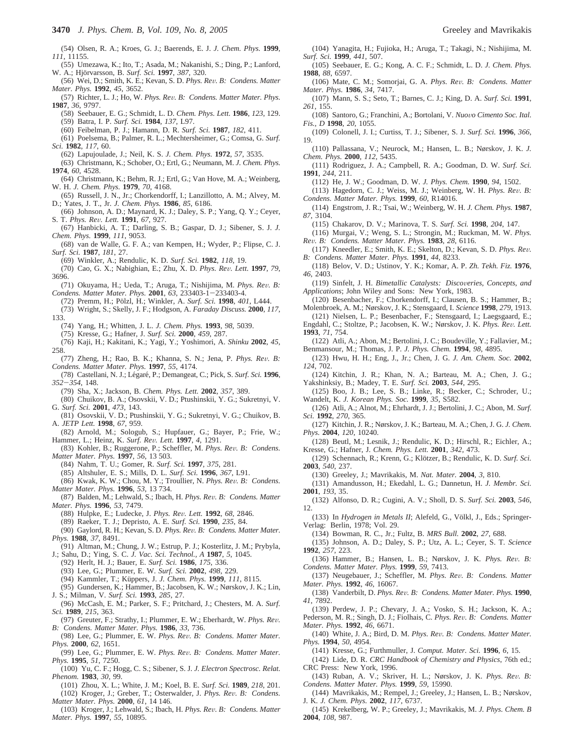(54) Olsen, R. A.; Kroes, G. J.; Baerends, E. J. *J. Chem. Phys.* **1999**, *111*, 11155.

(55) Umezawa, K.; Ito, T.; Asada, M.; Nakanishi, S.; Ding, P.; Lanford, W. A.; Hjörvarsson, B. *Surf. Sci.* **1997**, *387*, 320.

(56) Wei, D.; Smith, K. E.; Kevan, S. D. *Phys. Rev. B: Condens. Matter Mater. Phys.* **1992**, *45*, 3652.

(57) Richter, L. J.; Ho, W. *Phys. Rev. B: Condens. Matter Mater. Phys.* **1987**, *36*, 9797.

(58) Seebauer, E. G.; Schmidt, L. D. *Chem. Phys. Lett.* **1986**, *123*, 129.

(59) Batra, I. P. *Surf. Sci.* **1984**, *137*, L97.

(60) Feibelman, P. J.; Hamann, D. R. *Surf. Sci.* **1987**, *182*, 411.

(61) Poelsema, B.; Palmer, R. L.; Mechtersheimer, G.; Comsa, G. *Surf. Sci.* **1982**, *117*, 60.

(62) Lapujoulade, J.; Neil, K. S. *J. Chem. Phys.* **1972**, *57*, 3535.

(63) Christmann, K.; Schober, O.; Ertl, G.; Neumann, M. *J. Chem. Phys.* **1974**, *60*, 4528.

(64) Christmann, K.; Behm, R. J.; Ertl, G.; Van Hove, M. A.; Weinberg, W. H. *J. Chem. Phys.* **1979**, *70*, 4168.

(65) Russell, J. N., Jr.; Chorkendorff, I.; Lanzillotto, A. M.; Alvey, M. D.; Yates, J. T., Jr. *J. Chem. Phys.* **1986**, *85*, 6186.

(66) Johnson, A. D.; Maynard, K. J.; Daley, S. P.; Yang, Q. Y.; Ceyer, S. T. *Phys. Rev. Lett.* **1991**, *67*, 927.

(67) Hanbicki, A. T.; Darling, S. B.; Gaspar, D. J.; Sibener, S. J. *J. Chem. Phys.* **1999**, *111*, 9053.

(68) van de Walle, G. F. A.; van Kempen, H.; Wyder, P.; Flipse, C. J. *Surf. Sci.* **1987**, *181*, 27.

(69) Winkler, A.; Rendulic, K. D. *Surf. Sci.* **1982**, *118*, 19.

(70) Cao, G. X.; Nabighian, E.; Zhu, X. D. *Phys. Rev. Lett.* **1997**, *79*, 3696.

(71) Okuyama, H.; Ueda, T.; Aruga, T.; Nishijima, M. *Phys. Rev. B: Condens. Matter Mater. Phys.* **2001**, *63*, 233403-1–233403-4.

(72) Premm, H.; Pölzl, H.; Winkler, A. *Surf. Sci.* **1998**, *401*, L444.

(73) Wright, S.; Skelly, J. F.; Hodgson, A. *Faraday Discuss.* **2000**, *117*, 133.

(74) Yang, H.; Whitten, J. L. *J. Chem. Phys.* **1993**, *98*, 5039.

(75) Kresse, G.; Hafner, J. *Surf. Sci.* **2000**, *459*, 287.

(76) Kaji, H.; Kakitani, K.; Yagi, Y.; Yoshimori, A. *Shinku* **2002**, *45*, 258.

(77) Zheng, H.; Rao, B. K.; Khanna, S. N.; Jena, P. *Phys. Rev. B: Condens. Matter Mater. Phys.* **1997**, *55*, 4174.

(78) Castellani, N. J.; Légaré, P.; Demangeat, C.; Pick, S. *Surf. Sci.* **1996**, *352–354*, 148.

(79) Sha, X.; Jackson, B. *Chem. Phys. Lett.* **2002**, *357*, 389.

(80) Chuikov, B. A.; Osovskii, V. D.; Ptushinskii, Y. G.; Sukretnyi, V. G. *Surf. Sci.* **2001**, *473*, 143.

(81) Osovskii, V. D.; Ptushinskii, Y. G.; Sukretnyi, V. G.; Chuikov, B. A. *JETP Lett.* **1998**, *67*, 959.

(82) Arnold, M.; Sologub, S.; Hupfauer, G.; Bayer, P.; Frie, W.; Hammer, L.; Heinz, K. *Surf. Rev. Lett.* **1997**, *4*, 1291.

(83) Kohler, B.; Ruggerone, P.; Scheffler, M. *Phys. Rev. B: Condens. Matter Mater. Phys.* **1997**, *56*, 13 503.

(84) Nahm, T. U.; Gomer, R. *Surf. Sci.* **1997**, *375*, 281.

(85) Altshuler, E. S.; Mills, D. L. *Surf. Sci.* **1996**, *367*, L91.

(86) Kwak, K. W.; Chou, M. Y.; Troullier, N. *Phys. Rev. B: Condens. Matter Mater. Phys.* **1996**, *53*, 13 734.

(87) Balden, M.; Lehwald, S.; Ibach, H. *Phys. Rev. B: Condens. Matter Mater. Phys.* **1996**, *53*, 7479.

(88) Hulpke, E.; Ludecke, J. *Phys. Rev. Lett.* **1992**, *68*, 2846.

(89) Raeker, T. J.; Depristo, A. E. *Surf. Sci.* **1990**, *235*, 84.

(90) Gaylord, R. H.; Kevan, S. D. *Phys. Rev. B: Condens. Matter Mater. Phys.* **1988**, *37*, 8491.

(91) Altman, M.; Chung, J. W.; Estrup, P. J.; Kosterlitz, J. M.; Prybyla, J.; Sahu, D.; Ying, S. C. *J. Vac. Sci. Technol., A* **1987**, *5*, 1045.

(92) Herlt, H. J.; Bauer, E. *Surf. Sci.* **1986**, *175*, 336.

(93) Lee, G.; Plummer, E. W. *Surf. Sci.* **2002**, *498*, 229.

(94) Kammler, T.; Küppers, J. *J. Chem. Phys.* **1999**, *111*, 8115.

(95) Gundersen, K.; Hammer, B.; Jacobsen, K. W.; Nørskov, J. K.; Lin, J. S.; Milman, V. *Surf. Sci.* **1993**, *285*, 27.

(96) McCash, E. M.; Parker, S. F.; Pritchard, J.; Chesters, M. A. *Surf. Sci.* **1989**, *215*, 363.

(97) Greuter, F.; Strathy, I.; Plummer, E. W.; Eberhardt, W. *Phys. Rev. B: Condens. Matter Mater. Phys.* **1986**, *33*, 736.

(98) Lee, G.; Plummer, E. W. *Phys. Rev. B: Condens. Matter Mater. Phys.* **2000**, *62*, 1651.

(99) Lee, G.; Plummer, E. W. *Phys. Rev. B: Condens. Matter Mater. Phys.* **1995**, *51*, 7250.

(100) Yu, C. F.; Hogg, C. S.; Sibener, S. J. *J. Electron Spectrosc. Relat. Phenom.* **1983**, *30*, 99.

(101) Zhou, X. L.; White, J. M.; Koel, B. E. *Surf. Sci.* **1989**, *218*, 201.

(102) Kroger, J.; Greber, T.; Osterwalder, J. *Phys. Rev. B: Condens. Matter Mater. Phys.* **2000**, *61*, 14 146.

(103) Kroger, J.; Lehwald, S.; Ibach, H. *Phys. Rev. B: Condens. Matter Mater. Phys.* **1997**, *55*, 10895.

(104) Yanagita, H.; Fujioka, H.; Aruga, T.; Takagi, N.; Nishijima, M. *Surf. Sci.* **1999**, *441*, 507.

(105) Seebauer, E. G.; Kong, A. C. F.; Schmidt, L. D. *J. Chem. Phys.* **1988**, *88*, 6597.

(106) Mate, C. M.; Somorjai, G. A. *Phys. Rev. B: Condens. Matter Mater. Phys.* **1986**, *34*, 7417.

(107) Mann, S. S.; Seto, T.; Barnes, C. J.; King, D. A. *Surf. Sci.* **1991**, *261*, 155.

(108) Santoro, G.; Franchini, A.; Bortolani, V. *Nuovo Cimento Soc. Ital. Fis., D* **1998**, *20*, 1055.

(109) Colonell, J. I.; Curtiss, T. J.; Sibener, S. J. *Surf. Sci.* **1996**, *366*, 19.

(110) Pallassana, V.; Neurock, M.; Hansen, L. B.; Nørskov, J. K. *J. Chem. Phys.* **2000**, *112*, 5435.

(111) Rodriguez, J. A.; Campbell, R. A.; Goodman, D. W. *Surf. Sci.* **1991**, *244*, 211.

(112) He, J. W.; Goodman, D. W. *J. Phys. Chem.* **1990**, *94*, 1502.

(113) Hagedorn, C. J.; Weiss, M. J.; Weinberg, W. H. *Phys. Rev. B: Condens. Matter Mater. Phys.* **1999**, *60*, R14016.

(114) Engstrom, J. R.; Tsai, W.; Weinberg, W. H. *J. Chem. Phys.* **1987**, *87*, 3104.

(115) Chakarov, D. V.; Marinova, T. S. *Surf. Sci.* **1998**, *204*, 147.

(116) Murgai, V.; Weng, S. L.; Strongin, M.; Ruckman, M. W. *Phys. Rev. B: Condens. Matter Mater. Phys.* **1983**, *28*, 6116.

(117) Kneedler, E.; Smith, K. E.; Skelton, D.; Kevan, S. D. *Phys. Rev. B: Condens. Matter Mater. Phys.* **1991**, *44*, 8233.

(118) Belov, V. D.; Ustinov, Y. K.; Komar, A. P. *Zh. Tekh. Fiz.* **1976**, *46*, 2403.

(119) Sinfelt, J. H. *Bimetallic Catalysts: Discoveries, Concepts, and Applications*; John Wiley and Sons: New York, 1983.

(120) Besenbacher, F.; Chorkendorff, I.; Clausen, B. S.; Hammer, B.; Molenbroek, A. M.; Nørskov, J. K.; Stensgaard, I. *Science* **1998**, *279*, 1913.

(121) Nielsen, L. P.; Besenbacher, F.; Stensgaard, I.; Laegsgaard, E.; Engdahl, C.; Stoltze, P.; Jacobsen, K. W.; Nørskov, J. K. *Phys. Rev. Lett.* **1993**, *71*, 754.

(122) Atli, A.; Abon, M.; Bertolini, J. C.; Boudeville, Y.; Fallavier, M.; Benmansour, M.; Thomas, J. P. *J. Phys. Chem.* **1994**, *98*, 4895.

(123) Hwu, H. H.; Eng, J., Jr.; Chen, J. G. *J. Am. Chem. Soc.* **2002**, *124*, 702.

(124) Kitchin, J. R.; Khan, N. A.; Barteau, M. A.; Chen, J. G.; Yakshinksiy, B.; Madey, T. E. *Surf. Sci.* **2003**, *544*, 295.

(125) Boo, J. B.; Lee, S. B.; Linke, R.; Becker, C.; Schroder, U.; Wandelt, K. *J. Korean Phys. Soc.* **1999**, *35*, S582.

(126) Atli, A.; Alnot, M.; Ehrhardt, J. J.; Bertolini, J. C.; Abon, M. *Surf. Sci.* **1992**, *270*, 365.

(127) Kitchin, J. R.; Nørskov, J. K.; Barteau, M. A.; Chen, J. G. *J. Chem. Phys.* **2004**, *120*, 10240.

(128) Beutl, M.; Lesnik, J.; Rendulic, K. D.; Hirschl, R.; Eichler, A.; Kresse, G.; Hafner, J. *Chem. Phys. Lett.* **2001**, *342*, 473.

(129) Schennach, R.; Krenn, G.; Klötzer, B.; Rendulic, K. D. *Surf. Sci.* **2003**, *540*, 237.

(130) Greeley, J.; Mavrikakis, M. *Nat. Mater.* **2004**, *3*, 810.

(131) Amandusson, H.; Ekedahl, L. G.; Dannetun, H. *J. Membr. Sci.* **2001**, *193*, 35.

(132) Alfonso, D. R.; Cugini, A. V.; Sholl, D. S. *Surf. Sci.* **2003**, *546*, 12.

(133) In *Hydrogen in Metals II*; Alefeld, G., Völkl, J., Eds.; Springer-Verlag: Berlin, 1978; Vol. 29.

(134) Bowman, R. C., Jr.; Fultz, B. *MRS Bull.* **2002**, *27*, 688.

(135) Johnson, A. D.; Daley, S. P.; Utz, A. L.; Ceyer, S. T. *Science* **1992**, *257*, 223.

(136) Hammer, B.; Hansen, L. B.; Nørskov, J. K. *Phys. Rev. B: Condens. Matter Mater. Phys.* **1999**, *59*, 7413.

(137) Neugebauer, J.; Scheffler, M. *Phys. Rev. B: Condens. Matter Mater. Phys.* **1992**, *46*, 16067.

(138) Vanderbilt, D. *Phys. Rev. B: Condens. Matter Mater. Phys.* **1990**, *41*, 7892.

(139) Perdew, J. P.; Chevary, J. A.; Vosko, S. H.; Jackson, K. A.; Pederson, M. R.; Singh, D. J.; Fiolhais, C. *Phys. Rev. B: Condens. Matter Mater. Phys.* **1992**, *46*, 6671.

(140) White, J. A.; Bird, D. M. *Phys. Rev. B: Condens. Matter Mater. Phys.* **1994**, *50*, 4954.

(141) Kresse, G.; Furthmuller, J. *Comput. Mater. Sci.* **1996**, *6*, 15.

(142) Lide, D. R. *CRC Handbook of Chemistry and Physics*, 76th ed.; CRC Press: New York, 1996.

(143) Ruban, A. V.; Skriver, H. L.; Nørskov, J. K. *Phys. Rev. B: Condens. Matter Mater. Phys.* **1999**, *59*, 15990.

(144) Mavrikakis, M.; Rempel, J.; Greeley, J.; Hansen, L. B.; Nørskov, J. K. *J. Chem. Phys.* **2002**, *117*, 6737.

(145) Krekelberg, W. P.; Greeley, J.; Mavrikakis, M. *J. Phys. Chem. B* **2004**, *108*, 987.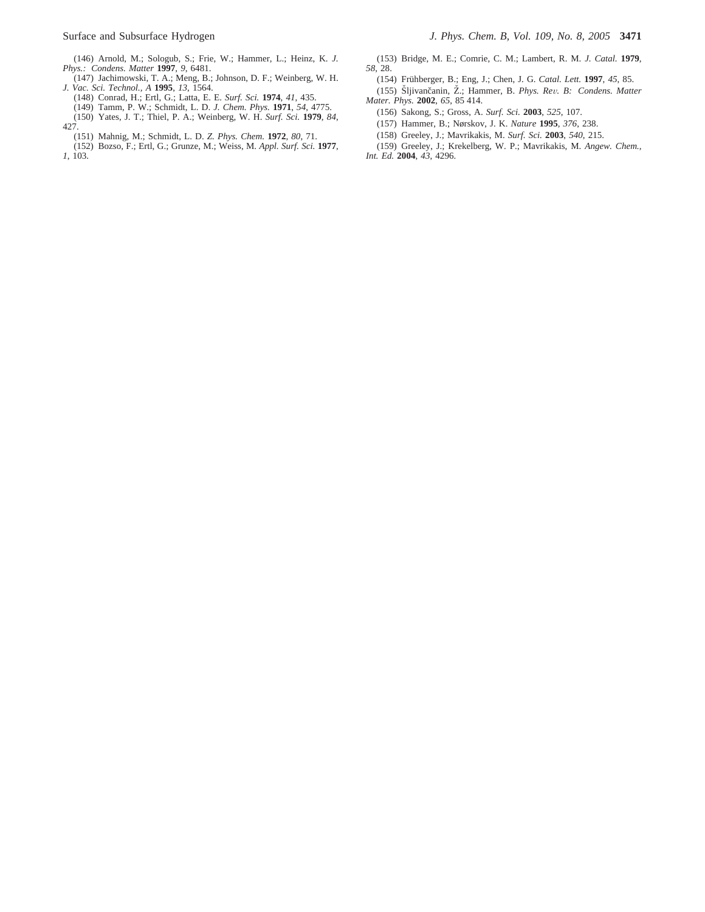(146) Arnold, M.; Sologub, S.; Frie, W.; Hammer, L.; Heinz, K. *J. Phys.: Condens. Matter* **1997**, *9*, 6481.

(147) Jachimowski, T. A.; Meng, B.; Johnson, D. F.; Weinberg, W. H. *J. Vac. Sci. Technol., A* **1995**, *13*, 1564.

(148) Conrad, H.; Ertl, G.; Latta, E. E. *Surf. Sci.* **1974**, *41*, 435.

(149) Tamm, P. W.; Schmidt, L. D. *J. Chem. Phys.* **1971**, *54*, 4775.

(150) Yates, J. T.; Thiel, P. A.; Weinberg, W. H. *Surf. Sci.* **1979**, *84*, 427.

(151) Mahnig, M.; Schmidt, L. D. *Z. Phys. Chem.* **1972**, *80*, 71.

(152) Bozso, F.; Ertl, G.; Grunze, M.; Weiss, M. *Appl. Surf. Sci.* **1977**, *1*, 103.

(153) Bridge, M. E.; Comrie, C. M.; Lambert, R. M. *J. Catal.* **1979**, *58*, 28.

(154) Frühberger, B.; Eng, J.; Chen, J. G. *Catal. Lett.* **1997**, *45*, 85.

(155) Šljivančanin, Ž.; Hammer, B. *Phys. Rev. B: Condens. Matter Mater. Phys.* **2002**, *65*, 85 414.

(156) Sakong, S.; Gross, A. *Surf. Sci.* **2003**, *525*, 107.

(157) Hammer, B.; Nørskov, J. K. *Nature* **1995**, *376*, 238.

(158) Greeley, J.; Mavrikakis, M. *Surf. Sci.* **2003**, *540*, 215.

(159) Greeley, J.; Krekelberg, W. P.; Mavrikakis, M. *Angew. Chem., Int. Ed.* **2004**, *43*, 4296.